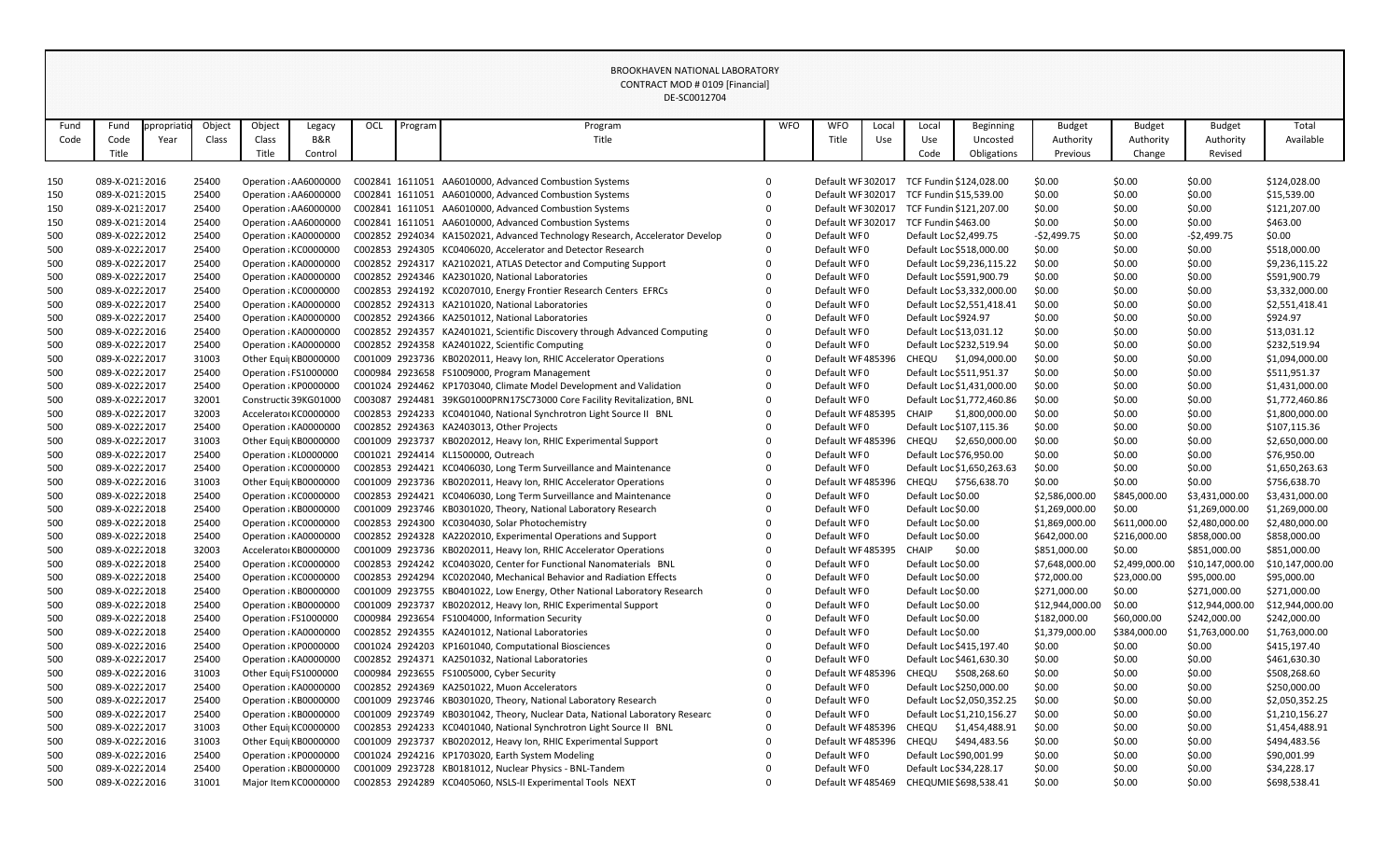BROOKHAVEN NATIONAL LABORATORY
CONTRACT MOD # 0109 [Financial]
DE-SC0012704

| Fund Code | Fund Code Title | Appropriation Year | Object Class | Object Class Title | Legacy B&R Control | OCL | Program | Program Title | WFO | WFO Title | Local Use | Local Use Code | Beginning Uncosted Obligations | Budget Authority Previous | Budget Authority Change | Budget Authority Revised | Total Available |
|---|---|---|---|---|---|---|---|---|---|---|---|---|---|---|---|---|---|
| 150 | 089-X-0213 | 2016 | 25400 | Operation | AA6000000 | C002841 | 1611051 | AA6010000, Advanced Combustion Systems | 0 | Default WF | 302017 | TCF Fundin | $124,028.00 | $0.00 | $0.00 | $0.00 | $124,028.00 |
| 150 | 089-X-0213 | 2015 | 25400 | Operation | AA6000000 | C002841 | 1611051 | AA6010000, Advanced Combustion Systems | 0 | Default WF | 302017 | TCF Fundin | $15,539.00 | $0.00 | $0.00 | $0.00 | $15,539.00 |
| 150 | 089-X-0213 | 2017 | 25400 | Operation | AA6000000 | C002841 | 1611051 | AA6010000, Advanced Combustion Systems | 0 | Default WF | 302017 | TCF Fundin | $121,207.00 | $0.00 | $0.00 | $0.00 | $121,207.00 |
| 150 | 089-X-0213 | 2014 | 25400 | Operation | AA6000000 | C002841 | 1611051 | AA6010000, Advanced Combustion Systems | 0 | Default WF | 302017 | TCF Fundin | $463.00 | $0.00 | $0.00 | $0.00 | $463.00 |
| 500 | 089-X-0222 | 2012 | 25400 | Operation | KA0000000 | C002852 | 2924034 | KA1502021, Advanced Technology Research, Accelerator Develop | 0 | Default WF | 0 | Default Loc | $2,499.75 | -$2,499.75 | $0.00 | -$2,499.75 | $0.00 |
| 500 | 089-X-0222 | 2017 | 25400 | Operation | KC0000000 | C002853 | 2924305 | KC0406020, Accelerator and Detector Research | 0 | Default WF | 0 | Default Loc | $518,000.00 | $0.00 | $0.00 | $0.00 | $518,000.00 |
| 500 | 089-X-0222 | 2017 | 25400 | Operation | KA0000000 | C002852 | 2924317 | KA2102021, ATLAS Detector and Computing Support | 0 | Default WF | 0 | Default Loc | $9,236,115.22 | $0.00 | $0.00 | $0.00 | $9,236,115.22 |
| 500 | 089-X-0222 | 2017 | 25400 | Operation | KA0000000 | C002852 | 2924346 | KA2301020, National Laboratories | 0 | Default WF | 0 | Default Loc | $591,900.79 | $0.00 | $0.00 | $0.00 | $591,900.79 |
| 500 | 089-X-0222 | 2017 | 25400 | Operation | KC0000000 | C002853 | 2924192 | KC0207010, Energy Frontier Research Centers EFRCs | 0 | Default WF | 0 | Default Loc | $3,332,000.00 | $0.00 | $0.00 | $0.00 | $3,332,000.00 |
| 500 | 089-X-0222 | 2017 | 25400 | Operation | KA0000000 | C002852 | 2924313 | KA2101020, National Laboratories | 0 | Default WF | 0 | Default Loc | $2,551,418.41 | $0.00 | $0.00 | $0.00 | $2,551,418.41 |
| 500 | 089-X-0222 | 2017 | 25400 | Operation | KA0000000 | C002852 | 2924366 | KA2501012, National Laboratories | 0 | Default WF | 0 | Default Loc | $924.97 | $0.00 | $0.00 | $0.00 | $924.97 |
| 500 | 089-X-0222 | 2016 | 25400 | Operation | KA0000000 | C002852 | 2924357 | KA2401021, Scientific Discovery through Advanced Computing | 0 | Default WF | 0 | Default Loc | $13,031.12 | $0.00 | $0.00 | $0.00 | $13,031.12 |
| 500 | 089-X-0222 | 2017 | 25400 | Operation | KA0000000 | C002852 | 2924358 | KA2401022, Scientific Computing | 0 | Default WF | 0 | Default Loc | $232,519.94 | $0.00 | $0.00 | $0.00 | $232,519.94 |
| 500 | 089-X-0222 | 2017 | 31003 | Other Equi | KB0000000 | C001009 | 2923736 | KB0202011, Heavy Ion, RHIC Accelerator Operations | 0 | Default WF | 485396 | CHEQU | $1,094,000.00 | $0.00 | $0.00 | $0.00 | $1,094,000.00 |
| 500 | 089-X-0222 | 2017 | 25400 | Operation | FS1000000 | C000984 | 2923658 | FS1009000, Program Management | 0 | Default WF | 0 | Default Loc | $511,951.37 | $0.00 | $0.00 | $0.00 | $511,951.37 |
| 500 | 089-X-0222 | 2017 | 25400 | Operation | KP0000000 | C001024 | 2924462 | KP1703040, Climate Model Development and Validation | 0 | Default WF | 0 | Default Loc | $1,431,000.00 | $0.00 | $0.00 | $0.00 | $1,431,000.00 |
| 500 | 089-X-0222 | 2017 | 32001 | Constructi | 39KG01000 | C003087 | 2924481 | 39KG01000PRN17SC73000 Core Facility Revitalization, BNL | 0 | Default WF | 0 | Default Loc | $1,772,460.86 | $0.00 | $0.00 | $0.00 | $1,772,460.86 |
| 500 | 089-X-0222 | 2017 | 32003 | Accelerato | KC0000000 | C002853 | 2924233 | KC0401040, National Synchrotron Light Source II BNL | 0 | Default WF | 485395 | CHAIP | $1,800,000.00 | $0.00 | $0.00 | $0.00 | $1,800,000.00 |
| 500 | 089-X-0222 | 2017 | 25400 | Operation | KA0000000 | C002852 | 2924363 | KA2403013, Other Projects | 0 | Default WF | 0 | Default Loc | $107,115.36 | $0.00 | $0.00 | $0.00 | $107,115.36 |
| 500 | 089-X-0222 | 2017 | 31003 | Other Equi | KB0000000 | C001009 | 2923737 | KB0202012, Heavy Ion, RHIC Experimental Support | 0 | Default WF | 485396 | CHEQU | $2,650,000.00 | $0.00 | $0.00 | $0.00 | $2,650,000.00 |
| 500 | 089-X-0222 | 2017 | 25400 | Operation | KL0000000 | C001021 | 2924414 | KL1500000, Outreach | 0 | Default WF | 0 | Default Loc | $76,950.00 | $0.00 | $0.00 | $0.00 | $76,950.00 |
| 500 | 089-X-0222 | 2017 | 25400 | Operation | KC0000000 | C002853 | 2924421 | KC0406030, Long Term Surveillance and Maintenance | 0 | Default WF | 0 | Default Loc | $1,650,263.63 | $0.00 | $0.00 | $0.00 | $1,650,263.63 |
| 500 | 089-X-0222 | 2016 | 31003 | Other Equi | KB0000000 | C001009 | 2923736 | KB0202011, Heavy Ion, RHIC Accelerator Operations | 0 | Default WF | 485396 | CHEQU | $756,638.70 | $0.00 | $0.00 | $0.00 | $756,638.70 |
| 500 | 089-X-0222 | 2018 | 25400 | Operation | KC0000000 | C002853 | 2924421 | KC0406030, Long Term Surveillance and Maintenance | 0 | Default WF | 0 | Default Loc | $0.00 | $2,586,000.00 | $845,000.00 | $3,431,000.00 | $3,431,000.00 |
| 500 | 089-X-0222 | 2018 | 25400 | Operation | KB0000000 | C001009 | 2923746 | KB0301020, Theory, National Laboratory Research | 0 | Default WF | 0 | Default Loc | $0.00 | $1,269,000.00 | $0.00 | $1,269,000.00 | $1,269,000.00 |
| 500 | 089-X-0222 | 2018 | 25400 | Operation | KC0000000 | C002853 | 2924300 | KC0304030, Solar Photochemistry | 0 | Default WF | 0 | Default Loc | $0.00 | $1,869,000.00 | $611,000.00 | $2,480,000.00 | $2,480,000.00 |
| 500 | 089-X-0222 | 2018 | 25400 | Operation | KA0000000 | C002852 | 2924328 | KA2202010, Experimental Operations and Support | 0 | Default WF | 0 | Default Loc | $0.00 | $642,000.00 | $216,000.00 | $858,000.00 | $858,000.00 |
| 500 | 089-X-0222 | 2018 | 32003 | Accelerato | KB0000000 | C001009 | 2923736 | KB0202011, Heavy Ion, RHIC Accelerator Operations | 0 | Default WF | 485395 | CHAIP | $0.00 | $851,000.00 | $0.00 | $851,000.00 | $851,000.00 |
| 500 | 089-X-0222 | 2018 | 25400 | Operation | KC0000000 | C002853 | 2924242 | KC0403020, Center for Functional Nanomaterials BNL | 0 | Default WF | 0 | Default Loc | $0.00 | $7,648,000.00 | $2,499,000.00 | $10,147,000.00 | $10,147,000.00 |
| 500 | 089-X-0222 | 2018 | 25400 | Operation | KC0000000 | C002853 | 2924294 | KC0202040, Mechanical Behavior and Radiation Effects | 0 | Default WF | 0 | Default Loc | $0.00 | $72,000.00 | $23,000.00 | $95,000.00 | $95,000.00 |
| 500 | 089-X-0222 | 2018 | 25400 | Operation | KB0000000 | C001009 | 2923755 | KB0401022, Low Energy, Other National Laboratory Research | 0 | Default WF | 0 | Default Loc | $0.00 | $271,000.00 | $0.00 | $271,000.00 | $271,000.00 |
| 500 | 089-X-0222 | 2018 | 25400 | Operation | KB0000000 | C001009 | 2923737 | KB0202012, Heavy Ion, RHIC Experimental Support | 0 | Default WF | 0 | Default Loc | $0.00 | $12,944,000.00 | $0.00 | $12,944,000.00 | $12,944,000.00 |
| 500 | 089-X-0222 | 2018 | 25400 | Operation | FS1000000 | C000984 | 2923654 | FS1004000, Information Security | 0 | Default WF | 0 | Default Loc | $0.00 | $182,000.00 | $60,000.00 | $242,000.00 | $242,000.00 |
| 500 | 089-X-0222 | 2018 | 25400 | Operation | KA0000000 | C002852 | 2924355 | KA2401012, National Laboratories | 0 | Default WF | 0 | Default Loc | $0.00 | $1,379,000.00 | $384,000.00 | $1,763,000.00 | $1,763,000.00 |
| 500 | 089-X-0222 | 2016 | 25400 | Operation | KP0000000 | C001024 | 2924203 | KP1601040, Computational Biosciences | 0 | Default WF | 0 | Default Loc | $415,197.40 | $0.00 | $0.00 | $0.00 | $415,197.40 |
| 500 | 089-X-0222 | 2017 | 25400 | Operation | KA0000000 | C002852 | 2924371 | KA2501032, National Laboratories | 0 | Default WF | 0 | Default Loc | $461,630.30 | $0.00 | $0.00 | $0.00 | $461,630.30 |
| 500 | 089-X-0222 | 2016 | 31003 | Other Equi | FS1000000 | C000984 | 2923655 | FS1005000, Cyber Security | 0 | Default WF | 485396 | CHEQU | $508,268.60 | $0.00 | $0.00 | $0.00 | $508,268.60 |
| 500 | 089-X-0222 | 2017 | 25400 | Operation | KA0000000 | C002852 | 2924369 | KA2501022, Muon Accelerators | 0 | Default WF | 0 | Default Loc | $250,000.00 | $0.00 | $0.00 | $0.00 | $250,000.00 |
| 500 | 089-X-0222 | 2017 | 25400 | Operation | KB0000000 | C001009 | 2923746 | KB0301020, Theory, National Laboratory Research | 0 | Default WF | 0 | Default Loc | $2,050,352.25 | $0.00 | $0.00 | $0.00 | $2,050,352.25 |
| 500 | 089-X-0222 | 2017 | 25400 | Operation | KB0000000 | C001009 | 2923749 | KB0301042, Theory, Nuclear Data, National Laboratory Researc | 0 | Default WF | 0 | Default Loc | $1,210,156.27 | $0.00 | $0.00 | $0.00 | $1,210,156.27 |
| 500 | 089-X-0222 | 2017 | 31003 | Other Equi | KC0000000 | C002853 | 2924233 | KC0401040, National Synchrotron Light Source II BNL | 0 | Default WF | 485396 | CHEQU | $1,454,488.91 | $0.00 | $0.00 | $0.00 | $1,454,488.91 |
| 500 | 089-X-0222 | 2016 | 31003 | Other Equi | KB0000000 | C001009 | 2923737 | KB0202012, Heavy Ion, RHIC Experimental Support | 0 | Default WF | 485396 | CHEQU | $494,483.56 | $0.00 | $0.00 | $0.00 | $494,483.56 |
| 500 | 089-X-0222 | 2016 | 25400 | Operation | KP0000000 | C001024 | 2924216 | KP1703020, Earth System Modeling | 0 | Default WF | 0 | Default Loc | $90,001.99 | $0.00 | $0.00 | $0.00 | $90,001.99 |
| 500 | 089-X-0222 | 2014 | 25400 | Operation | KB0000000 | C001009 | 2923728 | KB0181012, Nuclear Physics - BNL-Tandem | 0 | Default WF | 0 | Default Loc | $34,228.17 | $0.00 | $0.00 | $0.00 | $34,228.17 |
| 500 | 089-X-0222 | 2016 | 31001 | Major Item | KC0000000 | C002853 | 2924289 | KC0405060, NSLS-II Experimental Tools NEXT | 0 | Default WF | 485469 | CHEQUMIE | $698,538.41 | $0.00 | $0.00 | $0.00 | $698,538.41 |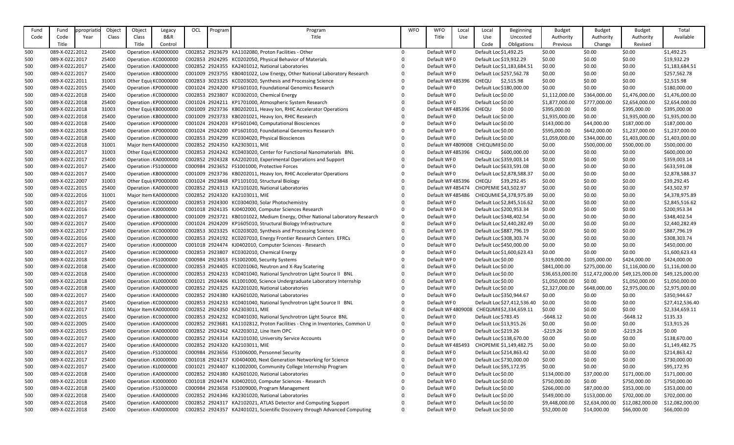| Fund Code | Fund Code Title | Appropriation Year | Object Class | Object Class Title | Legacy B&R Control | OCL | Program | Program Title | WFO | WFO Title | Local Use | Local Use Code | Beginning Uncosted Obligations | Budget Authority Previous | Budget Authority Change | Budget Authority Revised | Total Available |
|---|---|---|---|---|---|---|---|---|---|---|---|---|---|---|---|---|---|
| 500 | 089-X-0222 | 2012 | 25400 | Operation : | KA0000000 | C002852 | 2923679 | KA1102080, Proton Facilities - Other | 0 | Default WF | 0 | Default Loc | $1,492.25 | $0.00 | $0.00 | $0.00 | $1,492.25 |
| 500 | 089-X-0222 | 2017 | 25400 | Operation : | KC0000000 | C002853 | 2924295 | KC0202050, Physical Behavior of Materials | 0 | Default WF | 0 | Default Loc | $19,932.29 | $0.00 | $0.00 | $0.00 | $19,932.29 |
| 500 | 089-X-0222 | 2017 | 25400 | Operation : | KA0000000 | C002852 | 2924355 | KA2401012, National Laboratories | 0 | Default WF | 0 | Default Loc | $1,183,684.51 | $0.00 | $0.00 | $0.00 | $1,183,684.51 |
| 500 | 089-X-0222 | 2017 | 25400 | Operation : | KB0000000 | C001009 | 2923755 | KB0401022, Low Energy, Other National Laboratory Research | 0 | Default WF | 0 | Default Loc | $257,562.78 | $0.00 | $0.00 | $0.00 | $257,562.78 |
| 500 | 089-X-0222 | 2011 | 31003 | Other Equi | KC0000000 | C002853 | 3023325 | KC0203020, Synthesis and Processing Science | 0 | Default WF | 485396 | CHEQU | $2,515.98 | $0.00 | $0.00 | $0.00 | $2,515.98 |
| 500 | 089-X-0222 | 2015 | 25400 | Operation : | KP0000000 | C001024 | 2924200 | KP1601010, Foundational Genomics Research | 0 | Default WF | 0 | Default Loc | $180,000.00 | $0.00 | $0.00 | $0.00 | $180,000.00 |
| 500 | 089-X-0222 | 2018 | 25400 | Operation : | KC0000000 | C002853 | 2923807 | KC0302010, Chemical Energy | 0 | Default WF | 0 | Default Loc | $0.00 | $1,112,000.00 | $364,000.00 | $1,476,000.00 | $1,476,000.00 |
| 500 | 089-X-0222 | 2018 | 25400 | Operation : | KP0000000 | C001024 | 2924211 | KP1701000, Atmospheric System Research | 0 | Default WF | 0 | Default Loc | $0.00 | $1,877,000.00 | $777,000.00 | $2,654,000.00 | $2,654,000.00 |
| 500 | 089-X-0222 | 2018 | 31003 | Other Equi | KB0000000 | C001009 | 2923736 | KB0202011, Heavy Ion, RHIC Accelerator Operations | 0 | Default WF | 485396 | CHEQU | $0.00 | $395,000.00 | $0.00 | $395,000.00 | $395,000.00 |
| 500 | 089-X-0222 | 2018 | 25400 | Operation : | KB0000000 | C001009 | 2923733 | KB0201021, Heavy Ion, RHIC Research | 0 | Default WF | 0 | Default Loc | $0.00 | $1,935,000.00 | $0.00 | $1,935,000.00 | $1,935,000.00 |
| 500 | 089-X-0222 | 2018 | 25400 | Operation : | KP0000000 | C001024 | 2924203 | KP1601040, Computational Biosciences | 0 | Default WF | 0 | Default Loc | $0.00 | $143,000.00 | $44,000.00 | $187,000.00 | $187,000.00 |
| 500 | 089-X-0222 | 2018 | 25400 | Operation : | KP0000000 | C001024 | 2924200 | KP1601010, Foundational Genomics Research | 0 | Default WF | 0 | Default Loc | $0.00 | $595,000.00 | $642,000.00 | $1,237,000.00 | $1,237,000.00 |
| 500 | 089-X-0222 | 2018 | 25400 | Operation : | KC0000000 | C002853 | 2924299 | KC0304020, Physical Biosciences | 0 | Default WF | 0 | Default Loc | $0.00 | $1,059,000.00 | $344,000.00 | $1,403,000.00 | $1,403,000.00 |
| 500 | 089-X-0222 | 2018 | 31001 | Major Item | KA0000000 | C002852 | 2924350 | KA2303011, MIE | 0 | Default WF | 4809008 | CHEQUMIE | $0.00 | $0.00 | $500,000.00 | $500,000.00 | $500,000.00 |
| 500 | 089-X-0222 | 2017 | 31003 | Other Equi | KC0000000 | C002853 | 2924242 | KC0403020, Center for Functional Nanomaterials BNL | 0 | Default WF | 485396 | CHEQU | $600,000.00 | $0.00 | $0.00 | $0.00 | $600,000.00 |
| 500 | 089-X-0222 | 2017 | 25400 | Operation : | KA0000000 | C002852 | 2924328 | KA2202010, Experimental Operations and Support | 0 | Default WF | 0 | Default Loc | $359,003.14 | $0.00 | $0.00 | $0.00 | $359,003.14 |
| 500 | 089-X-0222 | 2017 | 25400 | Operation : | FS1000000 | C000984 | 2923652 | FS1001000, Protective Forces | 0 | Default WF | 0 | Default Loc | $633,591.08 | $0.00 | $0.00 | $0.00 | $633,591.08 |
| 500 | 089-X-0222 | 2017 | 25400 | Operation : | KB0000000 | C001009 | 2923736 | KB0202011, Heavy Ion, RHIC Accelerator Operations | 0 | Default WF | 0 | Default Loc | $2,878,588.37 | $0.00 | $0.00 | $0.00 | $2,878,588.37 |
| 500 | 089-X-0222 | 2007 | 31003 | Other Equi | KP0000000 | C001024 | 2923848 | KP1101010, Structural Biology | 0 | Default WF | 485396 | CHEQU | $39,292.45 | $0.00 | $0.00 | $0.00 | $39,292.45 |
| 500 | 089-X-0222 | 2015 | 25400 | Operation : | KA0000000 | C002852 | 2924313 | KA2101020, National Laboratories | 0 | Default WF | 485474 | CHOPEMIE | $43,502.97 | $0.00 | $0.00 | $0.00 | $43,502.97 |
| 500 | 089-X-0222 | 2016 | 31001 | Major Item | KA0000000 | C002852 | 2924320 | KA2103011, MIE | 0 | Default WF | 485486 | CHEQUMIE | $4,378,975.89 | $0.00 | $0.00 | $0.00 | $4,378,975.89 |
| 500 | 089-X-0222 | 2017 | 25400 | Operation : | KC0000000 | C002853 | 2924300 | KC0304030, Solar Photochemistry | 0 | Default WF | 0 | Default Loc | $2,845,516.62 | $0.00 | $0.00 | $0.00 | $2,845,516.62 |
| 500 | 089-X-0222 | 2016 | 25400 | Operation : | KJ0000000 | C001018 | 2924135 | KJ0402000, Computer Sciences Research | 0 | Default WF | 0 | Default Loc | $200,953.34 | $0.00 | $0.00 | $0.00 | $200,953.34 |
| 500 | 089-X-0222 | 2017 | 25400 | Operation : | KB0000000 | C001009 | 2923721 | KB0101022, Medium Energy, Other National Laboratory Research | 0 | Default WF | 0 | Default Loc | $348,402.54 | $0.00 | $0.00 | $0.00 | $348,402.54 |
| 500 | 089-X-0222 | 2017 | 25400 | Operation : | KP0000000 | C001024 | 2924209 | KP1605010, Structural Biology Infrastructure | 0 | Default WF | 0 | Default Loc | $2,440,282.49 | $0.00 | $0.00 | $0.00 | $2,440,282.49 |
| 500 | 089-X-0222 | 2017 | 25400 | Operation : | KC0000000 | C002853 | 3023325 | KC0203020, Synthesis and Processing Science | 0 | Default WF | 0 | Default Loc | $887,796.19 | $0.00 | $0.00 | $0.00 | $887,796.19 |
| 500 | 089-X-0222 | 2016 | 25400 | Operation : | KC0000000 | C002853 | 2924192 | KC0207010, Energy Frontier Research Centers EFRCs | 0 | Default WF | 0 | Default Loc | $308,303.74 | $0.00 | $0.00 | $0.00 | $308,303.74 |
| 500 | 089-X-0222 | 2017 | 25400 | Operation : | KJ0000000 | C001018 | 2924474 | KJ0402010, Computer Sciences - Research | 0 | Default WF | 0 | Default Loc | $450,000.00 | $0.00 | $0.00 | $0.00 | $450,000.00 |
| 500 | 089-X-0222 | 2017 | 25400 | Operation : | KC0000000 | C002853 | 2923807 | KC0302010, Chemical Energy | 0 | Default WF | 0 | Default Loc | $1,600,623.43 | $0.00 | $0.00 | $0.00 | $1,600,623.43 |
| 500 | 089-X-0222 | 2018 | 25400 | Operation : | FS1000000 | C000984 | 2923653 | FS1002000, Security Systems | 0 | Default WF | 0 | Default Loc | $0.00 | $319,000.00 | $105,000.00 | $424,000.00 | $424,000.00 |
| 500 | 089-X-0222 | 2018 | 25400 | Operation : | KC0000000 | C002853 | 2924405 | KC0201060, Neutron and X-Ray Scatering | 0 | Default WF | 0 | Default Loc | $0.00 | $841,000.00 | $275,000.00 | $1,116,000.00 | $1,116,000.00 |
| 500 | 089-X-0222 | 2018 | 25400 | Operation : | KC0000000 | C002853 | 2924233 | KC0401040, National Synchrotron Light Source II BNL | 0 | Default WF | 0 | Default Loc | $0.00 | $36,653,000.00 | $12,472,000.00 | $49,125,000.00 | $49,125,000.00 |
| 500 | 089-X-0222 | 2018 | 25400 | Operation : | KL0000000 | C001021 | 2924406 | KL1001000, Science Undergraduate Laboratory Internship | 0 | Default WF | 0 | Default Loc | $0.00 | $1,050,000.00 | $0.00 | $1,050,000.00 | $1,050,000.00 |
| 500 | 089-X-0222 | 2018 | 25400 | Operation : | KA0000000 | C002852 | 2924325 | KA2201020, National Laboratories | 0 | Default WF | 0 | Default Loc | $0.00 | $2,327,000.00 | $648,000.00 | $2,975,000.00 | $2,975,000.00 |
| 500 | 089-X-0222 | 2017 | 25400 | Operation : | KA0000000 | C002852 | 2924380 | KA2601020, National Laboratories | 0 | Default WF | 0 | Default Loc | $350,944.67 | $0.00 | $0.00 | $0.00 | $350,944.67 |
| 500 | 089-X-0222 | 2017 | 25400 | Operation : | KC0000000 | C002853 | 2924233 | KC0401040, National Synchrotron Light Source II BNL | 0 | Default WF | 0 | Default Loc | $27,412,536.40 | $0.00 | $0.00 | $0.00 | $27,412,536.40 |
| 500 | 089-X-0222 | 2017 | 31001 | Major Item | KA0000000 | C002852 | 2924350 | KA2303011, MIE | 0 | Default WF | 4809008 | CHEQUMIE | $2,334,659.11 | $0.00 | $0.00 | $0.00 | $2,334,659.11 |
| 500 | 089-X-0222 | 2015 | 25400 | Operation : | KC0000000 | C002853 | 2924232 | KC0401030, National Synchrotron Light Source BNL | 0 | Default WF | 0 | Default Loc | $783.45 | -$648.12 | $0.00 | -$648.12 | $135.33 |
| 500 | 089-X-0222 | 2005 | 25400 | Operation : | KA0000000 | C002852 | 2923681 | KA1102812, Proton Facilities - Chng in Inventories, Common U | 0 | Default WF | 0 | Default Loc | $13,915.26 | $0.00 | $0.00 | $0.00 | $13,915.26 |
| 500 | 089-X-0222 | 2015 | 25400 | Operation : | KA0000000 | C002852 | 2924342 | KA2203012, Line Item OPC | 0 | Default WF | 0 | Default Loc | $219.26 | -$219.26 | $0.00 | -$219.26 | $0.00 |
| 500 | 089-X-0222 | 2017 | 25400 | Operation : | KA0000000 | C002852 | 2924314 | KA2101030, University Service Accounts | 0 | Default WF | 0 | Default Loc | $138,670.00 | $0.00 | $0.00 | $0.00 | $138,670.00 |
| 500 | 089-X-0222 | 2017 | 25400 | Operation : | KA0000000 | C002852 | 2924320 | KA2103011, MIE | 0 | Default WF | 485493 | CHOPEMIE | $1,149,482.75 | $0.00 | $0.00 | $0.00 | $1,149,482.75 |
| 500 | 089-X-0222 | 2017 | 25400 | Operation : | FS1000000 | C000984 | 2923656 | FS1006000, Personnel Security | 0 | Default WF | 0 | Default Loc | $214,863.42 | $0.00 | $0.00 | $0.00 | $214,863.42 |
| 500 | 089-X-0222 | 2017 | 25400 | Operation : | KJ0000000 | C001018 | 2924137 | KJ0404000, Next Generation Networking for Science | 0 | Default WF | 0 | Default Loc | $730,000.00 | $0.00 | $0.00 | $0.00 | $730,000.00 |
| 500 | 089-X-0222 | 2017 | 25400 | Operation : | KL0000000 | C001021 | 2924407 | KL1002000, Community College Internship Program | 0 | Default WF | 0 | Default Loc | $95,172.95 | $0.00 | $0.00 | $0.00 | $95,172.95 |
| 500 | 089-X-0222 | 2018 | 25400 | Operation : | KA0000000 | C002852 | 2924380 | KA2601020, National Laboratories | 0 | Default WF | 0 | Default Loc | $0.00 | $134,000.00 | $37,000.00 | $171,000.00 | $171,000.00 |
| 500 | 089-X-0222 | 2018 | 25400 | Operation : | KJ0000000 | C001018 | 2924474 | KJ0402010, Computer Sciences - Research | 0 | Default WF | 0 | Default Loc | $0.00 | $750,000.00 | $0.00 | $750,000.00 | $750,000.00 |
| 500 | 089-X-0222 | 2018 | 25400 | Operation : | FS1000000 | C000984 | 2923658 | FS1009000, Program Management | 0 | Default WF | 0 | Default Loc | $0.00 | $266,000.00 | $87,000.00 | $353,000.00 | $353,000.00 |
| 500 | 089-X-0222 | 2018 | 25400 | Operation : | KA0000000 | C002852 | 2924346 | KA2301020, National Laboratories | 0 | Default WF | 0 | Default Loc | $0.00 | $549,000.00 | $153,000.00 | $702,000.00 | $702,000.00 |
| 500 | 089-X-0222 | 2018 | 25400 | Operation : | KA0000000 | C002852 | 2924317 | KA2102021, ATLAS Detector and Computing Support | 0 | Default WF | 0 | Default Loc | $0.00 | $9,448,000.00 | $2,634,000.00 | $12,082,000.00 | $12,082,000.00 |
| 500 | 089-X-0222 | 2018 | 25400 | Operation : | KA0000000 | C002852 | 2924357 | KA2401021, Scientific Discovery through Advanced Computing | 0 | Default WF | 0 | Default Loc | $0.00 | $52,000.00 | $14,000.00 | $66,000.00 | $66,000.00 |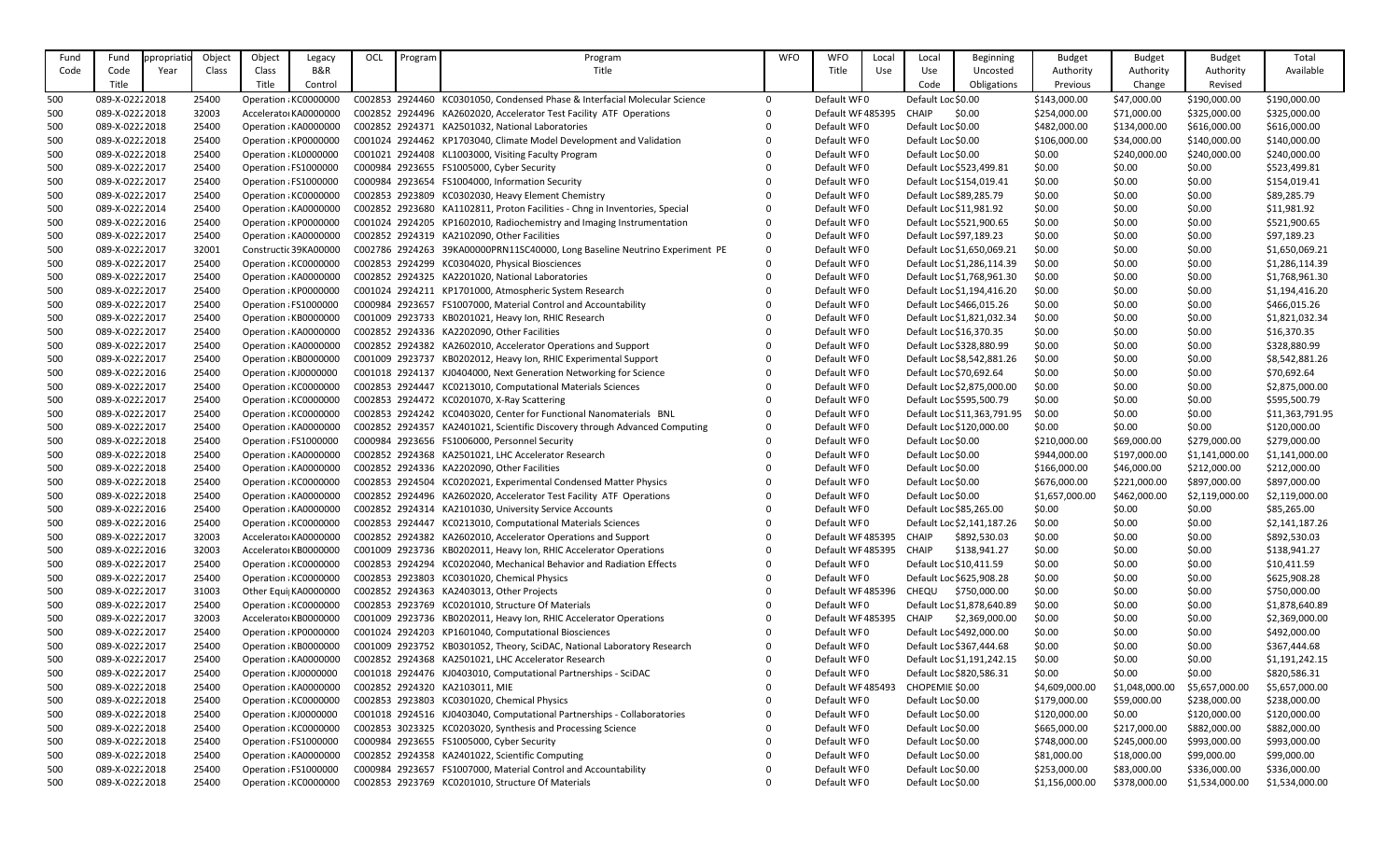| Fund Code | Fund Code Title | Appropriation Year | Object Class | Object Class Title | Legacy B&R Control | OCL | Program | Program Title | WFO | WFO Title | Local Use | Local Use Code | Beginning Uncosted Obligations | Budget Authority Previous | Budget Authority Change | Budget Authority Revised | Total Available |
|---|---|---|---|---|---|---|---|---|---|---|---|---|---|---|---|---|---|
| 500 | 089-X-0222 | 2018 | 25400 | Operation : | KC0000000 | C002853 | 2924460 | KC0301050, Condensed Phase & Interfacial Molecular Science | 0 | Default WF | 0 | Default Loc | $0.00 | $143,000.00 | $47,000.00 | $190,000.00 | $190,000.00 |
| 500 | 089-X-0222 | 2018 | 32003 | Accelerator | KA0000000 | C002852 | 2924496 | KA2602020, Accelerator Test Facility ATF Operations | 0 | Default WF | 485395 | CHAIP | $0.00 | $254,000.00 | $71,000.00 | $325,000.00 | $325,000.00 |
| 500 | 089-X-0222 | 2018 | 25400 | Operation : | KA0000000 | C002852 | 2924371 | KA2501032, National Laboratories | 0 | Default WF | 0 | Default Loc | $0.00 | $482,000.00 | $134,000.00 | $616,000.00 | $616,000.00 |
| 500 | 089-X-0222 | 2018 | 25400 | Operation : | KP0000000 | C001024 | 2924462 | KP1703040, Climate Model Development and Validation | 0 | Default WF | 0 | Default Loc | $0.00 | $106,000.00 | $34,000.00 | $140,000.00 | $140,000.00 |
| 500 | 089-X-0222 | 2018 | 25400 | Operation : | KL0000000 | C001021 | 2924408 | KL1003000, Visiting Faculty Program | 0 | Default WF | 0 | Default Loc | $0.00 | $0.00 | $240,000.00 | $240,000.00 | $240,000.00 |
| 500 | 089-X-0222 | 2017 | 25400 | Operation : | FS1000000 | C000984 | 2923655 | FS1005000, Cyber Security | 0 | Default WF | 0 | Default Loc | $523,499.81 | $0.00 | $0.00 | $0.00 | $523,499.81 |
| 500 | 089-X-0222 | 2017 | 25400 | Operation : | FS1000000 | C000984 | 2923654 | FS1004000, Information Security | 0 | Default WF | 0 | Default Loc | $154,019.41 | $0.00 | $0.00 | $0.00 | $154,019.41 |
| 500 | 089-X-0222 | 2017 | 25400 | Operation : | KC0000000 | C002853 | 2923809 | KC0302030, Heavy Element Chemistry | 0 | Default WF | 0 | Default Loc | $89,285.79 | $0.00 | $0.00 | $0.00 | $89,285.79 |
| 500 | 089-X-0222 | 2014 | 25400 | Operation : | KA0000000 | C002852 | 2923680 | KA1102811, Proton Facilities - Chng in Inventories, Special | 0 | Default WF | 0 | Default Loc | $11,981.92 | $0.00 | $0.00 | $0.00 | $11,981.92 |
| 500 | 089-X-0222 | 2016 | 25400 | Operation : | KP0000000 | C001024 | 2924205 | KP1602010, Radiochemistry and Imaging Instrumentation | 0 | Default WF | 0 | Default Loc | $521,900.65 | $0.00 | $0.00 | $0.00 | $521,900.65 |
| 500 | 089-X-0222 | 2017 | 25400 | Operation : | KA0000000 | C002852 | 2924319 | KA2102090, Other Facilities | 0 | Default WF | 0 | Default Loc | $97,189.23 | $0.00 | $0.00 | $0.00 | $97,189.23 |
| 500 | 089-X-0222 | 2017 | 32001 | Constructic | 39KA00000 | C002786 | 2924263 | 39KA00000PRN11SC40000, Long Baseline Neutrino Experiment PE | 0 | Default WF | 0 | Default Loc | $1,650,069.21 | $0.00 | $0.00 | $0.00 | $1,650,069.21 |
| 500 | 089-X-0222 | 2017 | 25400 | Operation : | KC0000000 | C002853 | 2924299 | KC0304020, Physical Biosciences | 0 | Default WF | 0 | Default Loc | $1,286,114.39 | $0.00 | $0.00 | $0.00 | $1,286,114.39 |
| 500 | 089-X-0222 | 2017 | 25400 | Operation : | KA0000000 | C002852 | 2924325 | KA2201020, National Laboratories | 0 | Default WF | 0 | Default Loc | $1,768,961.30 | $0.00 | $0.00 | $0.00 | $1,768,961.30 |
| 500 | 089-X-0222 | 2017 | 25400 | Operation : | KP0000000 | C001024 | 2924211 | KP1701000, Atmospheric System Research | 0 | Default WF | 0 | Default Loc | $1,194,416.20 | $0.00 | $0.00 | $0.00 | $1,194,416.20 |
| 500 | 089-X-0222 | 2017 | 25400 | Operation : | FS1000000 | C000984 | 2923657 | FS1007000, Material Control and Accountability | 0 | Default WF | 0 | Default Loc | $466,015.26 | $0.00 | $0.00 | $0.00 | $466,015.26 |
| 500 | 089-X-0222 | 2017 | 25400 | Operation : | KB0000000 | C001009 | 2923733 | KB0201021, Heavy Ion, RHIC Research | 0 | Default WF | 0 | Default Loc | $1,821,032.34 | $0.00 | $0.00 | $0.00 | $1,821,032.34 |
| 500 | 089-X-0222 | 2017 | 25400 | Operation : | KA0000000 | C002852 | 2924336 | KA2202090, Other Facilities | 0 | Default WF | 0 | Default Loc | $16,370.35 | $0.00 | $0.00 | $0.00 | $16,370.35 |
| 500 | 089-X-0222 | 2017 | 25400 | Operation : | KA0000000 | C002852 | 2924382 | KA2602010, Accelerator Operations and Support | 0 | Default WF | 0 | Default Loc | $328,880.99 | $0.00 | $0.00 | $0.00 | $328,880.99 |
| 500 | 089-X-0222 | 2017 | 25400 | Operation : | KB0000000 | C001009 | 2923737 | KB0202012, Heavy Ion, RHIC Experimental Support | 0 | Default WF | 0 | Default Loc | $8,542,881.26 | $0.00 | $0.00 | $0.00 | $8,542,881.26 |
| 500 | 089-X-0222 | 2016 | 25400 | Operation : | KJ0000000 | C001018 | 2924137 | KJ0404000, Next Generation Networking for Science | 0 | Default WF | 0 | Default Loc | $70,692.64 | $0.00 | $0.00 | $0.00 | $70,692.64 |
| 500 | 089-X-0222 | 2017 | 25400 | Operation : | KC0000000 | C002853 | 2924447 | KC0213010, Computational Materials Sciences | 0 | Default WF | 0 | Default Loc | $2,875,000.00 | $0.00 | $0.00 | $0.00 | $2,875,000.00 |
| 500 | 089-X-0222 | 2017 | 25400 | Operation : | KC0000000 | C002853 | 2924472 | KC0201070, X-Ray Scattering | 0 | Default WF | 0 | Default Loc | $595,500.79 | $0.00 | $0.00 | $0.00 | $595,500.79 |
| 500 | 089-X-0222 | 2017 | 25400 | Operation : | KC0000000 | C002853 | 2924242 | KC0403020, Center for Functional Nanomaterials BNL | 0 | Default WF | 0 | Default Loc | $11,363,791.95 | $0.00 | $0.00 | $0.00 | $11,363,791.95 |
| 500 | 089-X-0222 | 2017 | 25400 | Operation : | KA0000000 | C002852 | 2924357 | KA2401021, Scientific Discovery through Advanced Computing | 0 | Default WF | 0 | Default Loc | $120,000.00 | $0.00 | $0.00 | $0.00 | $120,000.00 |
| 500 | 089-X-0222 | 2018 | 25400 | Operation : | FS1000000 | C000984 | 2923656 | FS1006000, Personnel Security | 0 | Default WF | 0 | Default Loc | $0.00 | $210,000.00 | $69,000.00 | $279,000.00 | $279,000.00 |
| 500 | 089-X-0222 | 2018 | 25400 | Operation : | KA0000000 | C002852 | 2924368 | KA2501021, LHC Accelerator Research | 0 | Default WF | 0 | Default Loc | $0.00 | $944,000.00 | $197,000.00 | $1,141,000.00 | $1,141,000.00 |
| 500 | 089-X-0222 | 2018 | 25400 | Operation : | KA0000000 | C002852 | 2924336 | KA2202090, Other Facilities | 0 | Default WF | 0 | Default Loc | $0.00 | $166,000.00 | $46,000.00 | $212,000.00 | $212,000.00 |
| 500 | 089-X-0222 | 2018 | 25400 | Operation : | KC0000000 | C002853 | 2924504 | KC0202021, Experimental Condensed Matter Physics | 0 | Default WF | 0 | Default Loc | $0.00 | $676,000.00 | $221,000.00 | $897,000.00 | $897,000.00 |
| 500 | 089-X-0222 | 2018 | 25400 | Operation : | KA0000000 | C002852 | 2924496 | KA2602020, Accelerator Test Facility ATF Operations | 0 | Default WF | 0 | Default Loc | $0.00 | $1,657,000.00 | $462,000.00 | $2,119,000.00 | $2,119,000.00 |
| 500 | 089-X-0222 | 2016 | 25400 | Operation : | KA0000000 | C002852 | 2924314 | KA2101030, University Service Accounts | 0 | Default WF | 0 | Default Loc | $85,265.00 | $0.00 | $0.00 | $0.00 | $85,265.00 |
| 500 | 089-X-0222 | 2016 | 25400 | Operation : | KC0000000 | C002853 | 2924447 | KC0213010, Computational Materials Sciences | 0 | Default WF | 0 | Default Loc | $2,141,187.26 | $0.00 | $0.00 | $0.00 | $2,141,187.26 |
| 500 | 089-X-0222 | 2017 | 32003 | Accelerator | KA0000000 | C002852 | 2924382 | KA2602010, Accelerator Operations and Support | 0 | Default WF | 485395 | CHAIP | $892,530.03 | $0.00 | $0.00 | $0.00 | $892,530.03 |
| 500 | 089-X-0222 | 2016 | 32003 | Accelerator | KB0000000 | C001009 | 2923736 | KB0202011, Heavy Ion, RHIC Accelerator Operations | 0 | Default WF | 485395 | CHAIP | $138,941.27 | $0.00 | $0.00 | $0.00 | $138,941.27 |
| 500 | 089-X-0222 | 2017 | 25400 | Operation : | KC0000000 | C002853 | 2924294 | KC0202040, Mechanical Behavior and Radiation Effects | 0 | Default WF | 0 | Default Loc | $10,411.59 | $0.00 | $0.00 | $0.00 | $10,411.59 |
| 500 | 089-X-0222 | 2017 | 25400 | Operation : | KC0000000 | C002853 | 2923803 | KC0301020, Chemical Physics | 0 | Default WF | 0 | Default Loc | $625,908.28 | $0.00 | $0.00 | $0.00 | $625,908.28 |
| 500 | 089-X-0222 | 2017 | 31003 | Other Equi | KA0000000 | C002852 | 2924363 | KA2403013, Other Projects | 0 | Default WF | 485396 | CHEQU | $750,000.00 | $0.00 | $0.00 | $0.00 | $750,000.00 |
| 500 | 089-X-0222 | 2017 | 25400 | Operation : | KC0000000 | C002853 | 2923769 | KC0201010, Structure Of Materials | 0 | Default WF | 0 | Default Loc | $1,878,640.89 | $0.00 | $0.00 | $0.00 | $1,878,640.89 |
| 500 | 089-X-0222 | 2017 | 32003 | Accelerator | KB0000000 | C001009 | 2923736 | KB0202011, Heavy Ion, RHIC Accelerator Operations | 0 | Default WF | 485395 | CHAIP | $2,369,000.00 | $0.00 | $0.00 | $0.00 | $2,369,000.00 |
| 500 | 089-X-0222 | 2017 | 25400 | Operation : | KP0000000 | C001024 | 2924203 | KP1601040, Computational Biosciences | 0 | Default WF | 0 | Default Loc | $492,000.00 | $0.00 | $0.00 | $0.00 | $492,000.00 |
| 500 | 089-X-0222 | 2017 | 25400 | Operation : | KB0000000 | C001009 | 2923752 | KB0301052, Theory, SciDAC, National Laboratory Research | 0 | Default WF | 0 | Default Loc | $367,444.68 | $0.00 | $0.00 | $0.00 | $367,444.68 |
| 500 | 089-X-0222 | 2017 | 25400 | Operation : | KA0000000 | C002852 | 2924368 | KA2501021, LHC Accelerator Research | 0 | Default WF | 0 | Default Loc | $1,191,242.15 | $0.00 | $0.00 | $0.00 | $1,191,242.15 |
| 500 | 089-X-0222 | 2017 | 25400 | Operation : | KJ0000000 | C001018 | 2924476 | KJ0403010, Computational Partnerships - SciDAC | 0 | Default WF | 0 | Default Loc | $820,586.31 | $0.00 | $0.00 | $0.00 | $820,586.31 |
| 500 | 089-X-0222 | 2018 | 25400 | Operation : | KA0000000 | C002852 | 2924320 | KA2103011, MIE | 0 | Default WF | 485493 | CHOPEMIE | $0.00 | $4,609,000.00 | $1,048,000.00 | $5,657,000.00 | $5,657,000.00 |
| 500 | 089-X-0222 | 2018 | 25400 | Operation : | KC0000000 | C002853 | 2923803 | KC0301020, Chemical Physics | 0 | Default WF | 0 | Default Loc | $0.00 | $179,000.00 | $59,000.00 | $238,000.00 | $238,000.00 |
| 500 | 089-X-0222 | 2018 | 25400 | Operation : | KJ0000000 | C001018 | 2924516 | KJ0403040, Computational Partnerships - Collaboratories | 0 | Default WF | 0 | Default Loc | $0.00 | $120,000.00 | $0.00 | $120,000.00 | $120,000.00 |
| 500 | 089-X-0222 | 2018 | 25400 | Operation : | KC0000000 | C002853 | 3023325 | KC0203020, Synthesis and Processing Science | 0 | Default WF | 0 | Default Loc | $0.00 | $665,000.00 | $217,000.00 | $882,000.00 | $882,000.00 |
| 500 | 089-X-0222 | 2018 | 25400 | Operation : | FS1000000 | C000984 | 2923655 | FS1005000, Cyber Security | 0 | Default WF | 0 | Default Loc | $0.00 | $748,000.00 | $245,000.00 | $993,000.00 | $993,000.00 |
| 500 | 089-X-0222 | 2018 | 25400 | Operation : | KA0000000 | C002852 | 2924358 | KA2401022, Scientific Computing | 0 | Default WF | 0 | Default Loc | $0.00 | $81,000.00 | $18,000.00 | $99,000.00 | $99,000.00 |
| 500 | 089-X-0222 | 2018 | 25400 | Operation : | FS1000000 | C000984 | 2923657 | FS1007000, Material Control and Accountability | 0 | Default WF | 0 | Default Loc | $0.00 | $253,000.00 | $83,000.00 | $336,000.00 | $336,000.00 |
| 500 | 089-X-0222 | 2018 | 25400 | Operation : | KC0000000 | C002853 | 2923769 | KC0201010, Structure Of Materials | 0 | Default WF | 0 | Default Loc | $0.00 | $1,156,000.00 | $378,000.00 | $1,534,000.00 | $1,534,000.00 |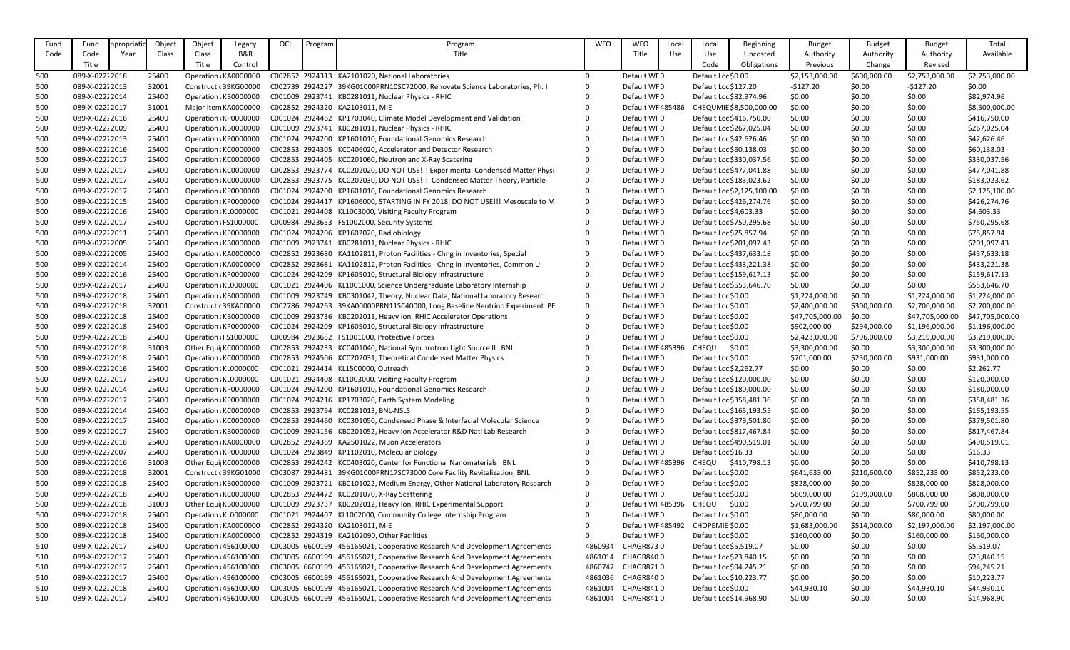| Fund Code | Fund Code Title | Appropriation Year | Object Class | Object Class Title | Legacy B&R Control | OCL | Program | Program Title | WFO | WFO Title | Local Use | Local Use Code | Beginning Uncosted Obligations | Budget Authority Previous | Budget Authority Change | Budget Authority Revised | Total Available |
|---|---|---|---|---|---|---|---|---|---|---|---|---|---|---|---|---|---|
| 500 | 089-X-0222 | 2018 | 25400 | Operation | KA0000000 | C002852 | 2924313 | KA2101020, National Laboratories | 0 | Default WFO | 0 | Default Loc | $0.00 | $2,153,000.00 | $600,000.00 | $2,753,000.00 | $2,753,000.00 |
| 500 | 089-X-0222 | 2013 | 32001 | Constructi | 39KG00000 | C002739 | 2924227 | 39KG01000PRN10SC72000, Renovate Science Laboratories, Ph. I | 0 | Default WFO | 0 | Default Loc | $127.20 | -$127.20 | $0.00 | -$127.20 | $0.00 |
| 500 | 089-X-0222 | 2014 | 25400 | Operation | KB0000000 | C001009 | 2923741 | KB0281011, Nuclear Physics - RHIC | 0 | Default WFO | 0 | Default Loc | $82,974.96 | $0.00 | $0.00 | $0.00 | $82,974.96 |
| 500 | 089-X-0222 | 2017 | 31001 | Major Item | KA0000000 | C002852 | 2924320 | KA2103011, MIE | 0 | Default WF | 485486 | CHEQUMIE | $8,500,000.00 | $0.00 | $0.00 | $0.00 | $8,500,000.00 |
| 500 | 089-X-0222 | 2016 | 25400 | Operation | KP0000000 | C001024 | 2924462 | KP1703040, Climate Model Development and Validation | 0 | Default WFO | 0 | Default Loc | $416,750.00 | $0.00 | $0.00 | $0.00 | $416,750.00 |
| 500 | 089-X-0222 | 2009 | 25400 | Operation | KB0000000 | C001009 | 2923741 | KB0281011, Nuclear Physics - RHIC | 0 | Default WFO | 0 | Default Loc | $267,025.04 | $0.00 | $0.00 | $0.00 | $267,025.04 |
| 500 | 089-X-0222 | 2013 | 25400 | Operation | KP0000000 | C001024 | 2924200 | KP1601010, Foundational Genomics Research | 0 | Default WFO | 0 | Default Loc | $42,626.46 | $0.00 | $0.00 | $0.00 | $42,626.46 |
| 500 | 089-X-0222 | 2016 | 25400 | Operation | KC0000000 | C002853 | 2924305 | KC0406020, Accelerator and Detector Research | 0 | Default WFO | 0 | Default Loc | $60,138.03 | $0.00 | $0.00 | $0.00 | $60,138.03 |
| 500 | 089-X-0222 | 2017 | 25400 | Operation | KC0000000 | C002853 | 2924405 | KC0201060, Neutron and X-Ray Scatering | 0 | Default WFO | 0 | Default Loc | $330,037.56 | $0.00 | $0.00 | $0.00 | $330,037.56 |
| 500 | 089-X-0222 | 2017 | 25400 | Operation | KC0000000 | C002853 | 2923774 | KC0202020, DO NOT USE!!! Experimental Condensed Matter Physi | 0 | Default WFO | 0 | Default Loc | $477,041.88 | $0.00 | $0.00 | $0.00 | $477,041.88 |
| 500 | 089-X-0222 | 2017 | 25400 | Operation | KC0000000 | C002853 | 2923775 | KC0202030, DO NOT USE!!! Condensed Matter Theory, Particle- | 0 | Default WFO | 0 | Default Loc | $183,023.62 | $0.00 | $0.00 | $0.00 | $183,023.62 |
| 500 | 089-X-0222 | 2017 | 25400 | Operation | KP0000000 | C001024 | 2924200 | KP1601010, Foundational Genomics Research | 0 | Default WFO | 0 | Default Loc | $2,125,100.00 | $0.00 | $0.00 | $0.00 | $2,125,100.00 |
| 500 | 089-X-0222 | 2015 | 25400 | Operation | KP0000000 | C001024 | 2924417 | KP1606000, STARTING IN FY 2018, DO NOT USE!!! Mesoscale to M | 0 | Default WFO | 0 | Default Loc | $426,274.76 | $0.00 | $0.00 | $0.00 | $426,274.76 |
| 500 | 089-X-0222 | 2016 | 25400 | Operation | KL0000000 | C001021 | 2924408 | KL1003000, Visiting Faculty Program | 0 | Default WFO | 0 | Default Loc | $4,603.33 | $0.00 | $0.00 | $0.00 | $4,603.33 |
| 500 | 089-X-0222 | 2017 | 25400 | Operation | FS1000000 | C000984 | 2923653 | FS1002000, Security Systems | 0 | Default WFO | 0 | Default Loc | $750,295.68 | $0.00 | $0.00 | $0.00 | $750,295.68 |
| 500 | 089-X-0222 | 2011 | 25400 | Operation | KP0000000 | C001024 | 2924206 | KP1602020, Radiobiology | 0 | Default WFO | 0 | Default Loc | $75,857.94 | $0.00 | $0.00 | $0.00 | $75,857.94 |
| 500 | 089-X-0222 | 2005 | 25400 | Operation | KB0000000 | C001009 | 2923741 | KB0281011, Nuclear Physics - RHIC | 0 | Default WFO | 0 | Default Loc | $201,097.43 | $0.00 | $0.00 | $0.00 | $201,097.43 |
| 500 | 089-X-0222 | 2005 | 25400 | Operation | KA0000000 | C002852 | 2923680 | KA1102811, Proton Facilities - Chng in Inventories, Special | 0 | Default WFO | 0 | Default Loc | $437,633.18 | $0.00 | $0.00 | $0.00 | $437,633.18 |
| 500 | 089-X-0222 | 2014 | 25400 | Operation | KA0000000 | C002852 | 2923681 | KA1102812, Proton Facilities - Chng in Inventories, Common U | 0 | Default WFO | 0 | Default Loc | $433,221.38 | $0.00 | $0.00 | $0.00 | $433,221.38 |
| 500 | 089-X-0222 | 2016 | 25400 | Operation | KP0000000 | C001024 | 2924209 | KP1605010, Structural Biology Infrastructure | 0 | Default WFO | 0 | Default Loc | $159,617.13 | $0.00 | $0.00 | $0.00 | $159,617.13 |
| 500 | 089-X-0222 | 2017 | 25400 | Operation | KL0000000 | C001021 | 2924406 | KL1001000, Science Undergraduate Laboratory Internship | 0 | Default WFO | 0 | Default Loc | $553,646.70 | $0.00 | $0.00 | $0.00 | $553,646.70 |
| 500 | 089-X-0222 | 2018 | 25400 | Operation | KB0000000 | C001009 | 2923749 | KB0301042, Theory, Nuclear Data, National Laboratory Researc | 0 | Default WFO | 0 | Default Loc | $0.00 | $1,224,000.00 | $0.00 | $1,224,000.00 | $1,224,000.00 |
| 500 | 089-X-0222 | 2018 | 32001 | Constructi | 39KA00000 | C002786 | 2924263 | 39KA00000PRN11SC40000, Long Baseline Neutrino Experiment PE | 0 | Default WFO | 0 | Default Loc | $0.00 | $2,400,000.00 | $300,000.00 | $2,700,000.00 | $2,700,000.00 |
| 500 | 089-X-0222 | 2018 | 25400 | Operation | KB0000000 | C001009 | 2923736 | KB0202011, Heavy Ion, RHIC Accelerator Operations | 0 | Default WFO | 0 | Default Loc | $0.00 | $47,705,000.00 | $0.00 | $47,705,000.00 | $47,705,000.00 |
| 500 | 089-X-0222 | 2018 | 25400 | Operation | KP0000000 | C001024 | 2924209 | KP1605010, Structural Biology Infrastructure | 0 | Default WFO | 0 | Default Loc | $0.00 | $902,000.00 | $294,000.00 | $1,196,000.00 | $1,196,000.00 |
| 500 | 089-X-0222 | 2018 | 25400 | Operation | FS1000000 | C000984 | 2923652 | FS1001000, Protective Forces | 0 | Default WFO | 0 | Default Loc | $0.00 | $2,423,000.00 | $796,000.00 | $3,219,000.00 | $3,219,000.00 |
| 500 | 089-X-0222 | 2018 | 31003 | Other Equi | KC0000000 | C002853 | 2924233 | KC0401040, National Synchrotron Light Source II BNL | 0 | Default WF | 485396 | CHEQU | $0.00 | $3,300,000.00 | $0.00 | $3,300,000.00 | $3,300,000.00 |
| 500 | 089-X-0222 | 2018 | 25400 | Operation | KC0000000 | C002853 | 2924506 | KC0202031, Theoretical Condensed Matter Physics | 0 | Default WFO | 0 | Default Loc | $0.00 | $701,000.00 | $230,000.00 | $931,000.00 | $931,000.00 |
| 500 | 089-X-0222 | 2016 | 25400 | Operation | KL0000000 | C001021 | 2924414 | KL1500000, Outreach | 0 | Default WFO | 0 | Default Loc | $2,262.77 | $0.00 | $0.00 | $0.00 | $2,262.77 |
| 500 | 089-X-0222 | 2017 | 25400 | Operation | KL0000000 | C001021 | 2924408 | KL1003000, Visiting Faculty Program | 0 | Default WFO | 0 | Default Loc | $120,000.00 | $0.00 | $0.00 | $0.00 | $120,000.00 |
| 500 | 089-X-0222 | 2014 | 25400 | Operation | KP0000000 | C001024 | 2924200 | KP1601010, Foundational Genomics Research | 0 | Default WFO | 0 | Default Loc | $180,000.00 | $0.00 | $0.00 | $0.00 | $180,000.00 |
| 500 | 089-X-0222 | 2017 | 25400 | Operation | KP0000000 | C001024 | 2924216 | KP1703020, Earth System Modeling | 0 | Default WFO | 0 | Default Loc | $358,481.36 | $0.00 | $0.00 | $0.00 | $358,481.36 |
| 500 | 089-X-0222 | 2014 | 25400 | Operation | KC0000000 | C002853 | 2923794 | KC0281013, BNL-NSLS | 0 | Default WFO | 0 | Default Loc | $165,193.55 | $0.00 | $0.00 | $0.00 | $165,193.55 |
| 500 | 089-X-0222 | 2017 | 25400 | Operation | KC0000000 | C002853 | 2924460 | KC0301050, Condensed Phase & Interfacial Molecular Science | 0 | Default WFO | 0 | Default Loc | $379,501.80 | $0.00 | $0.00 | $0.00 | $379,501.80 |
| 500 | 089-X-0222 | 2017 | 25400 | Operation | KB0000000 | C001009 | 2924156 | KB0201052, Heavy Ion Accelerator R&D Natl Lab Research | 0 | Default WFO | 0 | Default Loc | $817,467.84 | $0.00 | $0.00 | $0.00 | $817,467.84 |
| 500 | 089-X-0222 | 2016 | 25400 | Operation | KA0000000 | C002852 | 2924369 | KA2501022, Muon Accelerators | 0 | Default WFO | 0 | Default Loc | $490,519.01 | $0.00 | $0.00 | $0.00 | $490,519.01 |
| 500 | 089-X-0222 | 2007 | 25400 | Operation | KP0000000 | C001024 | 2923849 | KP1102010, Molecular Biology | 0 | Default WFO | 0 | Default Loc | $16.33 | $0.00 | $0.00 | $0.00 | $16.33 |
| 500 | 089-X-0222 | 2016 | 31003 | Other Equi | KC0000000 | C002853 | 2924242 | KC0403020, Center for Functional Nanomaterials BNL | 0 | Default WF | 485396 | CHEQU | $410,798.13 | $0.00 | $0.00 | $0.00 | $410,798.13 |
| 500 | 089-X-0222 | 2018 | 32001 | Constructi | 39KG01000 | C003087 | 2924481 | 39KG01000PRN17SC73000 Core Facility Revitalization, BNL | 0 | Default WFO | 0 | Default Loc | $0.00 | $641,633.00 | $210,600.00 | $852,233.00 | $852,233.00 |
| 500 | 089-X-0222 | 2018 | 25400 | Operation | KB0000000 | C001009 | 2923721 | KB0101022, Medium Energy, Other National Laboratory Research | 0 | Default WFO | 0 | Default Loc | $0.00 | $828,000.00 | $0.00 | $828,000.00 | $828,000.00 |
| 500 | 089-X-0222 | 2018 | 25400 | Operation | KC0000000 | C002853 | 2924472 | KC0201070, X-Ray Scattering | 0 | Default WFO | 0 | Default Loc | $0.00 | $609,000.00 | $199,000.00 | $808,000.00 | $808,000.00 |
| 500 | 089-X-0222 | 2018 | 31003 | Other Equi | KB0000000 | C001009 | 2923737 | KB0202012, Heavy Ion, RHIC Experimental Support | 0 | Default WF | 485396 | CHEQU | $0.00 | $700,799.00 | $0.00 | $700,799.00 | $700,799.00 |
| 500 | 089-X-0222 | 2018 | 25400 | Operation | KL0000000 | C001021 | 2924407 | KL1002000, Community College Internship Program | 0 | Default WFO | 0 | Default Loc | $0.00 | $80,000.00 | $0.00 | $80,000.00 | $80,000.00 |
| 500 | 089-X-0222 | 2018 | 25400 | Operation | KA0000000 | C002852 | 2924320 | KA2103011, MIE | 0 | Default WF | 485492 | CHOPEMIE | $0.00 | $1,683,000.00 | $514,000.00 | $2,197,000.00 | $2,197,000.00 |
| 500 | 089-X-0222 | 2018 | 25400 | Operation | KA0000000 | C002852 | 2924319 | KA2102090, Other Facilities | 0 | Default WFO | 0 | Default Loc | $0.00 | $160,000.00 | $0.00 | $160,000.00 | $160,000.00 |
| 510 | 089-X-0222 | 2017 | 25400 | Operation | 456100000 | C003005 | 6600199 | 456165021, Cooperative Research And Development Agreements | 4860934 | CHAGR873 | 0 | Default Loc | $5,519.07 | $0.00 | $0.00 | $0.00 | $5,519.07 |
| 510 | 089-X-0222 | 2017 | 25400 | Operation | 456100000 | C003005 | 6600199 | 456165021, Cooperative Research And Development Agreements | 4861014 | CHAGR840 | 0 | Default Loc | $23,840.15 | $0.00 | $0.00 | $0.00 | $23,840.15 |
| 510 | 089-X-0222 | 2017 | 25400 | Operation | 456100000 | C003005 | 6600199 | 456165021, Cooperative Research And Development Agreements | 4860747 | CHAGR871 | 0 | Default Loc | $94,245.21 | $0.00 | $0.00 | $0.00 | $94,245.21 |
| 510 | 089-X-0222 | 2017 | 25400 | Operation | 456100000 | C003005 | 6600199 | 456165021, Cooperative Research And Development Agreements | 4861036 | CHAGR840 | 0 | Default Loc | $10,223.77 | $0.00 | $0.00 | $0.00 | $10,223.77 |
| 510 | 089-X-0222 | 2018 | 25400 | Operation | 456100000 | C003005 | 6600199 | 456165021, Cooperative Research And Development Agreements | 4861004 | CHAGR841 | 0 | Default Loc | $0.00 | $44,930.10 | $0.00 | $44,930.10 | $44,930.10 |
| 510 | 089-X-0222 | 2017 | 25400 | Operation | 456100000 | C003005 | 6600199 | 456165021, Cooperative Research And Development Agreements | 4861004 | CHAGR841 | 0 | Default Loc | $14,968.90 | $0.00 | $0.00 | $0.00 | $14,968.90 |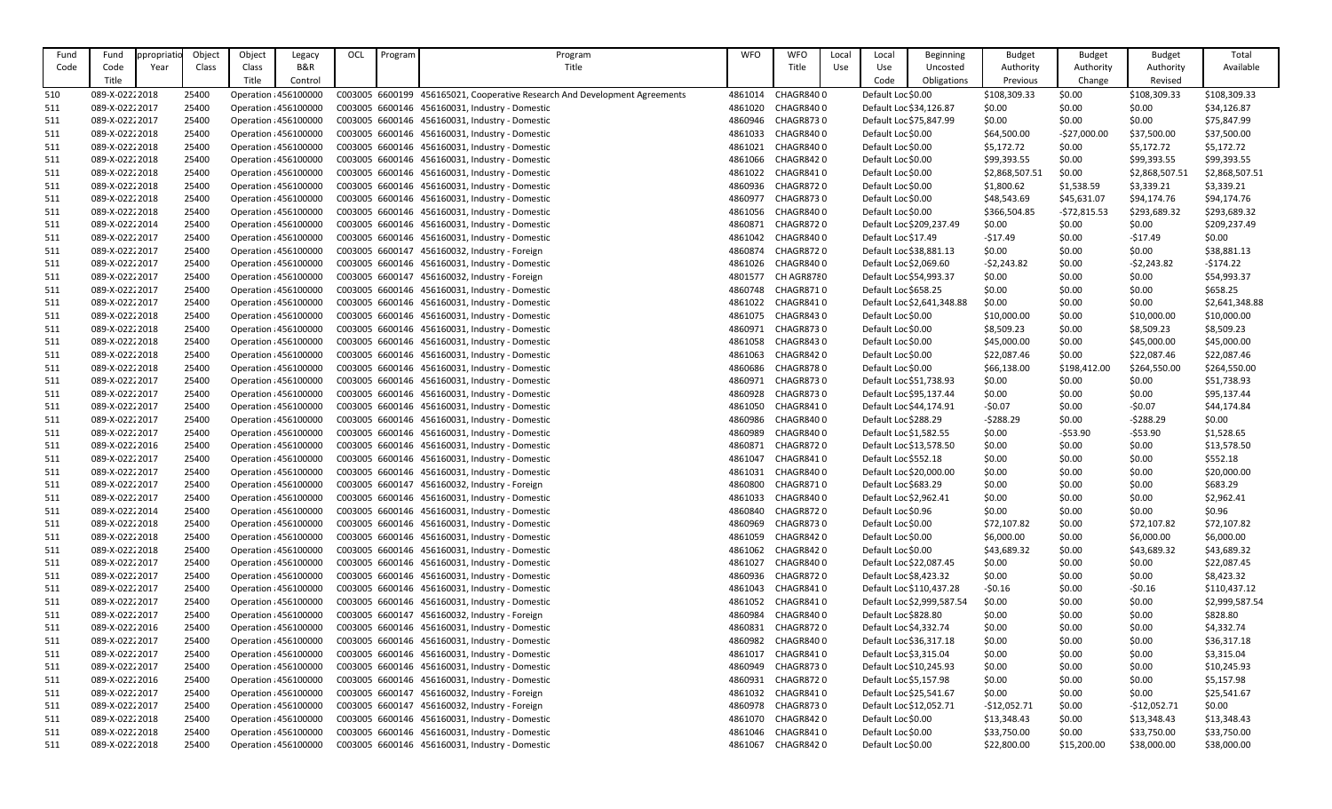| Fund Code | Fund Code Title | Appropriation Year | Object Class | Object Class Title | Legacy B&R Control | OCL | Program | Program Title | WFO | WFO Title | Local Use | Local Use Code | Beginning Uncosted Obligations | Budget Authority Previous | Budget Authority Change | Budget Authority Revised | Total Available |
|---|---|---|---|---|---|---|---|---|---|---|---|---|---|---|---|---|---|
| 510 | 089-X-0222 | 2018 | 25400 | Operation | 456100000 | C003005 | 6600199 | 456165021, Cooperative Research And Development Agreements | 4861014 | CHAGR840 | 0 | Default Loc | $0.00 | $108,309.33 | $0.00 | $108,309.33 | $108,309.33 |
| 511 | 089-X-0222 | 2017 | 25400 | Operation | 456100000 | C003005 | 6600146 | 456160031, Industry - Domestic | 4861020 | CHAGR840 | 0 | Default Loc | $34,126.87 | $0.00 | $0.00 | $0.00 | $34,126.87 |
| 511 | 089-X-0222 | 2017 | 25400 | Operation | 456100000 | C003005 | 6600146 | 456160031, Industry - Domestic | 4860946 | CHAGR873 | 0 | Default Loc | $75,847.99 | $0.00 | $0.00 | $0.00 | $75,847.99 |
| 511 | 089-X-0222 | 2018 | 25400 | Operation | 456100000 | C003005 | 6600146 | 456160031, Industry - Domestic | 4861033 | CHAGR840 | 0 | Default Loc | $0.00 | $64,500.00 | -$27,000.00 | $37,500.00 | $37,500.00 |
| 511 | 089-X-0222 | 2018 | 25400 | Operation | 456100000 | C003005 | 6600146 | 456160031, Industry - Domestic | 4861021 | CHAGR840 | 0 | Default Loc | $0.00 | $5,172.72 | $0.00 | $5,172.72 | $5,172.72 |
| 511 | 089-X-0222 | 2018 | 25400 | Operation | 456100000 | C003005 | 6600146 | 456160031, Industry - Domestic | 4861066 | CHAGR842 | 0 | Default Loc | $0.00 | $99,393.55 | $0.00 | $99,393.55 | $99,393.55 |
| 511 | 089-X-0222 | 2018 | 25400 | Operation | 456100000 | C003005 | 6600146 | 456160031, Industry - Domestic | 4861022 | CHAGR841 | 0 | Default Loc | $0.00 | $2,868,507.51 | $0.00 | $2,868,507.51 | $2,868,507.51 |
| 511 | 089-X-0222 | 2018 | 25400 | Operation | 456100000 | C003005 | 6600146 | 456160031, Industry - Domestic | 4860936 | CHAGR872 | 0 | Default Loc | $0.00 | $1,800.62 | $1,538.59 | $3,339.21 | $3,339.21 |
| 511 | 089-X-0222 | 2018 | 25400 | Operation | 456100000 | C003005 | 6600146 | 456160031, Industry - Domestic | 4860977 | CHAGR873 | 0 | Default Loc | $0.00 | $48,543.69 | $45,631.07 | $94,174.76 | $94,174.76 |
| 511 | 089-X-0222 | 2018 | 25400 | Operation | 456100000 | C003005 | 6600146 | 456160031, Industry - Domestic | 4861056 | CHAGR840 | 0 | Default Loc | $0.00 | $366,504.85 | -$72,815.53 | $293,689.32 | $293,689.32 |
| 511 | 089-X-0222 | 2014 | 25400 | Operation | 456100000 | C003005 | 6600146 | 456160031, Industry - Domestic | 4860871 | CHAGR872 | 0 | Default Loc | $209,237.49 | $0.00 | $0.00 | $0.00 | $209,237.49 |
| 511 | 089-X-0222 | 2017 | 25400 | Operation | 456100000 | C003005 | 6600146 | 456160031, Industry - Domestic | 4861042 | CHAGR840 | 0 | Default Loc | $17.49 | -$17.49 | $0.00 | -$17.49 | $0.00 |
| 511 | 089-X-0222 | 2017 | 25400 | Operation | 456100000 | C003005 | 6600147 | 456160032, Industry - Foreign | 4860874 | CHAGR872 | 0 | Default Loc | $38,881.13 | $0.00 | $0.00 | $0.00 | $38,881.13 |
| 511 | 089-X-0222 | 2017 | 25400 | Operation | 456100000 | C003005 | 6600146 | 456160031, Industry - Domestic | 4861026 | CHAGR840 | 0 | Default Loc | $2,069.60 | -$2,243.82 | $0.00 | -$2,243.82 | -$174.22 |
| 511 | 089-X-0222 | 2017 | 25400 | Operation | 456100000 | C003005 | 6600147 | 456160032, Industry - Foreign | 4801577 | CH AGR878 | 0 | Default Loc | $54,993.37 | $0.00 | $0.00 | $0.00 | $54,993.37 |
| 511 | 089-X-0222 | 2017 | 25400 | Operation | 456100000 | C003005 | 6600146 | 456160031, Industry - Domestic | 4860748 | CHAGR871 | 0 | Default Loc | $658.25 | $0.00 | $0.00 | $0.00 | $658.25 |
| 511 | 089-X-0222 | 2017 | 25400 | Operation | 456100000 | C003005 | 6600146 | 456160031, Industry - Domestic | 4861022 | CHAGR841 | 0 | Default Loc | $2,641,348.88 | $0.00 | $0.00 | $0.00 | $2,641,348.88 |
| 511 | 089-X-0222 | 2018 | 25400 | Operation | 456100000 | C003005 | 6600146 | 456160031, Industry - Domestic | 4861075 | CHAGR843 | 0 | Default Loc | $0.00 | $10,000.00 | $0.00 | $10,000.00 | $10,000.00 |
| 511 | 089-X-0222 | 2018 | 25400 | Operation | 456100000 | C003005 | 6600146 | 456160031, Industry - Domestic | 4860971 | CHAGR873 | 0 | Default Loc | $0.00 | $8,509.23 | $0.00 | $8,509.23 | $8,509.23 |
| 511 | 089-X-0222 | 2018 | 25400 | Operation | 456100000 | C003005 | 6600146 | 456160031, Industry - Domestic | 4861058 | CHAGR843 | 0 | Default Loc | $0.00 | $45,000.00 | $0.00 | $45,000.00 | $45,000.00 |
| 511 | 089-X-0222 | 2018 | 25400 | Operation | 456100000 | C003005 | 6600146 | 456160031, Industry - Domestic | 4861063 | CHAGR842 | 0 | Default Loc | $0.00 | $22,087.46 | $0.00 | $22,087.46 | $22,087.46 |
| 511 | 089-X-0222 | 2018 | 25400 | Operation | 456100000 | C003005 | 6600146 | 456160031, Industry - Domestic | 4860686 | CHAGR878 | 0 | Default Loc | $0.00 | $66,138.00 | $198,412.00 | $264,550.00 | $264,550.00 |
| 511 | 089-X-0222 | 2017 | 25400 | Operation | 456100000 | C003005 | 6600146 | 456160031, Industry - Domestic | 4860971 | CHAGR873 | 0 | Default Loc | $51,738.93 | $0.00 | $0.00 | $0.00 | $51,738.93 |
| 511 | 089-X-0222 | 2017 | 25400 | Operation | 456100000 | C003005 | 6600146 | 456160031, Industry - Domestic | 4860928 | CHAGR873 | 0 | Default Loc | $95,137.44 | $0.00 | $0.00 | $0.00 | $95,137.44 |
| 511 | 089-X-0222 | 2017 | 25400 | Operation | 456100000 | C003005 | 6600146 | 456160031, Industry - Domestic | 4861050 | CHAGR841 | 0 | Default Loc | $44,174.91 | -$0.07 | $0.00 | -$0.07 | $44,174.84 |
| 511 | 089-X-0222 | 2017 | 25400 | Operation | 456100000 | C003005 | 6600146 | 456160031, Industry - Domestic | 4860986 | CHAGR840 | 0 | Default Loc | $288.29 | -$288.29 | $0.00 | -$288.29 | $0.00 |
| 511 | 089-X-0222 | 2017 | 25400 | Operation | 456100000 | C003005 | 6600146 | 456160031, Industry - Domestic | 4860989 | CHAGR840 | 0 | Default Loc | $1,582.55 | $0.00 | -$53.90 | -$53.90 | $1,528.65 |
| 511 | 089-X-0222 | 2016 | 25400 | Operation | 456100000 | C003005 | 6600146 | 456160031, Industry - Domestic | 4860871 | CHAGR872 | 0 | Default Loc | $13,578.50 | $0.00 | $0.00 | $0.00 | $13,578.50 |
| 511 | 089-X-0222 | 2017 | 25400 | Operation | 456100000 | C003005 | 6600146 | 456160031, Industry - Domestic | 4861047 | CHAGR841 | 0 | Default Loc | $552.18 | $0.00 | $0.00 | $0.00 | $552.18 |
| 511 | 089-X-0222 | 2017 | 25400 | Operation | 456100000 | C003005 | 6600146 | 456160031, Industry - Domestic | 4861031 | CHAGR840 | 0 | Default Loc | $20,000.00 | $0.00 | $0.00 | $0.00 | $20,000.00 |
| 511 | 089-X-0222 | 2017 | 25400 | Operation | 456100000 | C003005 | 6600147 | 456160032, Industry - Foreign | 4860800 | CHAGR871 | 0 | Default Loc | $683.29 | $0.00 | $0.00 | $0.00 | $683.29 |
| 511 | 089-X-0222 | 2017 | 25400 | Operation | 456100000 | C003005 | 6600146 | 456160031, Industry - Domestic | 4861033 | CHAGR840 | 0 | Default Loc | $2,962.41 | $0.00 | $0.00 | $0.00 | $2,962.41 |
| 511 | 089-X-0222 | 2014 | 25400 | Operation | 456100000 | C003005 | 6600146 | 456160031, Industry - Domestic | 4860840 | CHAGR872 | 0 | Default Loc | $0.96 | $0.00 | $0.00 | $0.00 | $0.96 |
| 511 | 089-X-0222 | 2018 | 25400 | Operation | 456100000 | C003005 | 6600146 | 456160031, Industry - Domestic | 4860969 | CHAGR873 | 0 | Default Loc | $0.00 | $72,107.82 | $0.00 | $72,107.82 | $72,107.82 |
| 511 | 089-X-0222 | 2018 | 25400 | Operation | 456100000 | C003005 | 6600146 | 456160031, Industry - Domestic | 4861059 | CHAGR842 | 0 | Default Loc | $0.00 | $6,000.00 | $0.00 | $6,000.00 | $6,000.00 |
| 511 | 089-X-0222 | 2018 | 25400 | Operation | 456100000 | C003005 | 6600146 | 456160031, Industry - Domestic | 4861062 | CHAGR842 | 0 | Default Loc | $0.00 | $43,689.32 | $0.00 | $43,689.32 | $43,689.32 |
| 511 | 089-X-0222 | 2017 | 25400 | Operation | 456100000 | C003005 | 6600146 | 456160031, Industry - Domestic | 4861027 | CHAGR840 | 0 | Default Loc | $22,087.45 | $0.00 | $0.00 | $0.00 | $22,087.45 |
| 511 | 089-X-0222 | 2017 | 25400 | Operation | 456100000 | C003005 | 6600146 | 456160031, Industry - Domestic | 4860936 | CHAGR872 | 0 | Default Loc | $8,423.32 | $0.00 | $0.00 | $0.00 | $8,423.32 |
| 511 | 089-X-0222 | 2017 | 25400 | Operation | 456100000 | C003005 | 6600146 | 456160031, Industry - Domestic | 4861043 | CHAGR841 | 0 | Default Loc | $110,437.28 | -$0.16 | $0.00 | -$0.16 | $110,437.12 |
| 511 | 089-X-0222 | 2017 | 25400 | Operation | 456100000 | C003005 | 6600146 | 456160031, Industry - Domestic | 4861052 | CHAGR841 | 0 | Default Loc | $2,999,587.54 | $0.00 | $0.00 | $0.00 | $2,999,587.54 |
| 511 | 089-X-0222 | 2017 | 25400 | Operation | 456100000 | C003005 | 6600147 | 456160032, Industry - Foreign | 4860984 | CHAGR840 | 0 | Default Loc | $828.80 | $0.00 | $0.00 | $0.00 | $828.80 |
| 511 | 089-X-0222 | 2016 | 25400 | Operation | 456100000 | C003005 | 6600146 | 456160031, Industry - Domestic | 4860831 | CHAGR872 | 0 | Default Loc | $4,332.74 | $0.00 | $0.00 | $0.00 | $4,332.74 |
| 511 | 089-X-0222 | 2017 | 25400 | Operation | 456100000 | C003005 | 6600146 | 456160031, Industry - Domestic | 4860982 | CHAGR840 | 0 | Default Loc | $36,317.18 | $0.00 | $0.00 | $0.00 | $36,317.18 |
| 511 | 089-X-0222 | 2017 | 25400 | Operation | 456100000 | C003005 | 6600146 | 456160031, Industry - Domestic | 4861017 | CHAGR841 | 0 | Default Loc | $3,315.04 | $0.00 | $0.00 | $0.00 | $3,315.04 |
| 511 | 089-X-0222 | 2017 | 25400 | Operation | 456100000 | C003005 | 6600146 | 456160031, Industry - Domestic | 4860949 | CHAGR873 | 0 | Default Loc | $10,245.93 | $0.00 | $0.00 | $0.00 | $10,245.93 |
| 511 | 089-X-0222 | 2016 | 25400 | Operation | 456100000 | C003005 | 6600146 | 456160031, Industry - Domestic | 4860931 | CHAGR872 | 0 | Default Loc | $5,157.98 | $0.00 | $0.00 | $0.00 | $5,157.98 |
| 511 | 089-X-0222 | 2017 | 25400 | Operation | 456100000 | C003005 | 6600147 | 456160032, Industry - Foreign | 4861032 | CHAGR841 | 0 | Default Loc | $25,541.67 | $0.00 | $0.00 | $0.00 | $25,541.67 |
| 511 | 089-X-0222 | 2017 | 25400 | Operation | 456100000 | C003005 | 6600147 | 456160032, Industry - Foreign | 4860978 | CHAGR873 | 0 | Default Loc | $12,052.71 | -$12,052.71 | $0.00 | -$12,052.71 | $0.00 |
| 511 | 089-X-0222 | 2018 | 25400 | Operation | 456100000 | C003005 | 6600146 | 456160031, Industry - Domestic | 4861070 | CHAGR842 | 0 | Default Loc | $0.00 | $13,348.43 | $0.00 | $13,348.43 | $13,348.43 |
| 511 | 089-X-0222 | 2018 | 25400 | Operation | 456100000 | C003005 | 6600146 | 456160031, Industry - Domestic | 4861046 | CHAGR841 | 0 | Default Loc | $0.00 | $33,750.00 | $0.00 | $33,750.00 | $33,750.00 |
| 511 | 089-X-0222 | 2018 | 25400 | Operation | 456100000 | C003005 | 6600146 | 456160031, Industry - Domestic | 4861067 | CHAGR842 | 0 | Default Loc | $0.00 | $22,800.00 | $15,200.00 | $38,000.00 | $38,000.00 |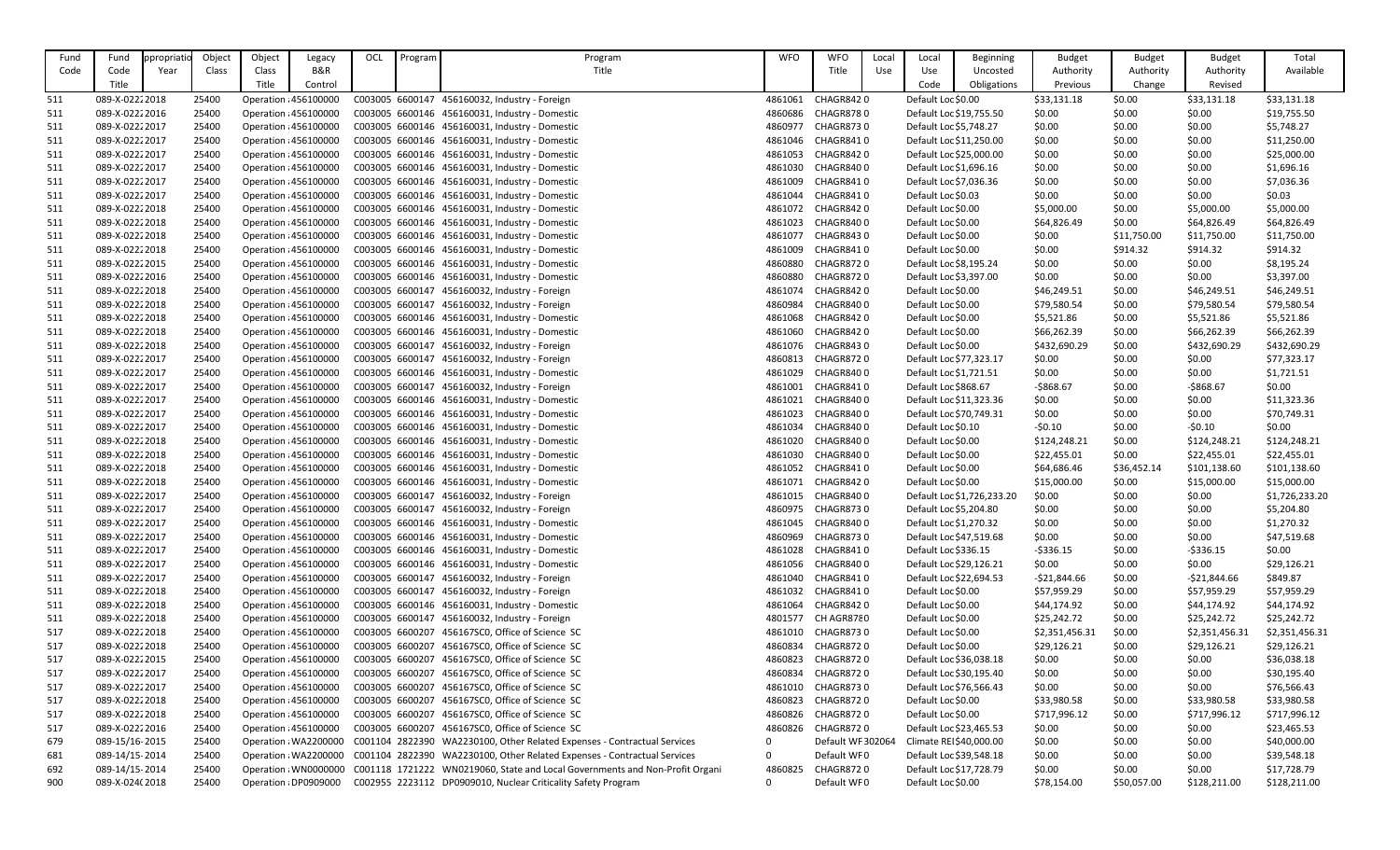| Fund Code | Fund Code Title | Appropriation Year | Object Class | Object Class Title | Legacy B&R Control | OCL | Program | Program Title | WFO | WFO Title | Local Use | Local Use Code | Beginning Uncosted Obligations | Budget Authority Previous | Budget Authority Change | Budget Authority Revised | Total Available |
|---|---|---|---|---|---|---|---|---|---|---|---|---|---|---|---|---|---|
| 511 | 089-X-0222 | 2018 | 25400 | Operation | 456100000 | C003005 | 6600147 | 456160032, Industry - Foreign | 4861061 | CHAGR842 | 0 | Default Loc | $0.00 | $33,131.18 | $0.00 | $33,131.18 | $33,131.18 |
| 511 | 089-X-0222 | 2016 | 25400 | Operation | 456100000 | C003005 | 6600146 | 456160031, Industry - Domestic | 4860686 | CHAGR878 | 0 | Default Loc | $19,755.50 | $0.00 | $0.00 | $0.00 | $19,755.50 |
| 511 | 089-X-0222 | 2017 | 25400 | Operation | 456100000 | C003005 | 6600146 | 456160031, Industry - Domestic | 4860977 | CHAGR873 | 0 | Default Loc | $5,748.27 | $0.00 | $0.00 | $0.00 | $5,748.27 |
| 511 | 089-X-0222 | 2017 | 25400 | Operation | 456100000 | C003005 | 6600146 | 456160031, Industry - Domestic | 4861046 | CHAGR841 | 0 | Default Loc | $11,250.00 | $0.00 | $0.00 | $0.00 | $11,250.00 |
| 511 | 089-X-0222 | 2017 | 25400 | Operation | 456100000 | C003005 | 6600146 | 456160031, Industry - Domestic | 4861053 | CHAGR842 | 0 | Default Loc | $25,000.00 | $0.00 | $0.00 | $0.00 | $25,000.00 |
| 511 | 089-X-0222 | 2017 | 25400 | Operation | 456100000 | C003005 | 6600146 | 456160031, Industry - Domestic | 4861030 | CHAGR840 | 0 | Default Loc | $1,696.16 | $0.00 | $0.00 | $0.00 | $1,696.16 |
| 511 | 089-X-0222 | 2017 | 25400 | Operation | 456100000 | C003005 | 6600146 | 456160031, Industry - Domestic | 4861009 | CHAGR841 | 0 | Default Loc | $7,036.36 | $0.00 | $0.00 | $0.00 | $7,036.36 |
| 511 | 089-X-0222 | 2017 | 25400 | Operation | 456100000 | C003005 | 6600146 | 456160031, Industry - Domestic | 4861044 | CHAGR841 | 0 | Default Loc | $0.03 | $0.00 | $0.00 | $0.00 | $0.03 |
| 511 | 089-X-0222 | 2018 | 25400 | Operation | 456100000 | C003005 | 6600146 | 456160031, Industry - Domestic | 4861072 | CHAGR842 | 0 | Default Loc | $0.00 | $5,000.00 | $0.00 | $5,000.00 | $5,000.00 |
| 511 | 089-X-0222 | 2018 | 25400 | Operation | 456100000 | C003005 | 6600146 | 456160031, Industry - Domestic | 4861023 | CHAGR840 | 0 | Default Loc | $0.00 | $64,826.49 | $0.00 | $64,826.49 | $64,826.49 |
| 511 | 089-X-0222 | 2018 | 25400 | Operation | 456100000 | C003005 | 6600146 | 456160031, Industry - Domestic | 4861077 | CHAGR843 | 0 | Default Loc | $0.00 | $0.00 | $11,750.00 | $11,750.00 | $11,750.00 |
| 511 | 089-X-0222 | 2018 | 25400 | Operation | 456100000 | C003005 | 6600146 | 456160031, Industry - Domestic | 4861009 | CHAGR841 | 0 | Default Loc | $0.00 | $0.00 | $914.32 | $914.32 | $914.32 |
| 511 | 089-X-0222 | 2015 | 25400 | Operation | 456100000 | C003005 | 6600146 | 456160031, Industry - Domestic | 4860880 | CHAGR872 | 0 | Default Loc | $8,195.24 | $0.00 | $0.00 | $0.00 | $8,195.24 |
| 511 | 089-X-0222 | 2016 | 25400 | Operation | 456100000 | C003005 | 6600146 | 456160031, Industry - Domestic | 4860880 | CHAGR872 | 0 | Default Loc | $3,397.00 | $0.00 | $0.00 | $0.00 | $3,397.00 |
| 511 | 089-X-0222 | 2018 | 25400 | Operation | 456100000 | C003005 | 6600147 | 456160032, Industry - Foreign | 4861074 | CHAGR842 | 0 | Default Loc | $0.00 | $46,249.51 | $0.00 | $46,249.51 | $46,249.51 |
| 511 | 089-X-0222 | 2018 | 25400 | Operation | 456100000 | C003005 | 6600147 | 456160032, Industry - Foreign | 4860984 | CHAGR840 | 0 | Default Loc | $0.00 | $79,580.54 | $0.00 | $79,580.54 | $79,580.54 |
| 511 | 089-X-0222 | 2018 | 25400 | Operation | 456100000 | C003005 | 6600146 | 456160031, Industry - Domestic | 4861068 | CHAGR842 | 0 | Default Loc | $0.00 | $5,521.86 | $0.00 | $5,521.86 | $5,521.86 |
| 511 | 089-X-0222 | 2018 | 25400 | Operation | 456100000 | C003005 | 6600146 | 456160031, Industry - Domestic | 4861060 | CHAGR842 | 0 | Default Loc | $0.00 | $66,262.39 | $0.00 | $66,262.39 | $66,262.39 |
| 511 | 089-X-0222 | 2018 | 25400 | Operation | 456100000 | C003005 | 6600147 | 456160032, Industry - Foreign | 4861076 | CHAGR843 | 0 | Default Loc | $0.00 | $432,690.29 | $0.00 | $432,690.29 | $432,690.29 |
| 511 | 089-X-0222 | 2017 | 25400 | Operation | 456100000 | C003005 | 6600147 | 456160032, Industry - Foreign | 4860813 | CHAGR872 | 0 | Default Loc | $77,323.17 | $0.00 | $0.00 | $0.00 | $77,323.17 |
| 511 | 089-X-0222 | 2017 | 25400 | Operation | 456100000 | C003005 | 6600146 | 456160031, Industry - Domestic | 4861029 | CHAGR840 | 0 | Default Loc | $1,721.51 | $0.00 | $0.00 | $0.00 | $1,721.51 |
| 511 | 089-X-0222 | 2017 | 25400 | Operation | 456100000 | C003005 | 6600147 | 456160032, Industry - Foreign | 4861001 | CHAGR841 | 0 | Default Loc | $868.67 | -$868.67 | $0.00 | -$868.67 | $0.00 |
| 511 | 089-X-0222 | 2017 | 25400 | Operation | 456100000 | C003005 | 6600146 | 456160031, Industry - Domestic | 4861021 | CHAGR840 | 0 | Default Loc | $11,323.36 | $0.00 | $0.00 | $0.00 | $11,323.36 |
| 511 | 089-X-0222 | 2017 | 25400 | Operation | 456100000 | C003005 | 6600146 | 456160031, Industry - Domestic | 4861023 | CHAGR840 | 0 | Default Loc | $70,749.31 | $0.00 | $0.00 | $0.00 | $70,749.31 |
| 511 | 089-X-0222 | 2017 | 25400 | Operation | 456100000 | C003005 | 6600146 | 456160031, Industry - Domestic | 4861034 | CHAGR840 | 0 | Default Loc | $0.10 | -$0.10 | $0.00 | -$0.10 | $0.00 |
| 511 | 089-X-0222 | 2018 | 25400 | Operation | 456100000 | C003005 | 6600146 | 456160031, Industry - Domestic | 4861020 | CHAGR840 | 0 | Default Loc | $0.00 | $124,248.21 | $0.00 | $124,248.21 | $124,248.21 |
| 511 | 089-X-0222 | 2018 | 25400 | Operation | 456100000 | C003005 | 6600146 | 456160031, Industry - Domestic | 4861030 | CHAGR840 | 0 | Default Loc | $0.00 | $22,455.01 | $0.00 | $22,455.01 | $22,455.01 |
| 511 | 089-X-0222 | 2018 | 25400 | Operation | 456100000 | C003005 | 6600146 | 456160031, Industry - Domestic | 4861052 | CHAGR841 | 0 | Default Loc | $0.00 | $64,686.46 | $36,452.14 | $101,138.60 | $101,138.60 |
| 511 | 089-X-0222 | 2018 | 25400 | Operation | 456100000 | C003005 | 6600146 | 456160031, Industry - Domestic | 4861071 | CHAGR842 | 0 | Default Loc | $0.00 | $15,000.00 | $0.00 | $15,000.00 | $15,000.00 |
| 511 | 089-X-0222 | 2017 | 25400 | Operation | 456100000 | C003005 | 6600147 | 456160032, Industry - Foreign | 4861015 | CHAGR840 | 0 | Default Loc | $1,726,233.20 | $0.00 | $0.00 | $0.00 | $1,726,233.20 |
| 511 | 089-X-0222 | 2017 | 25400 | Operation | 456100000 | C003005 | 6600147 | 456160032, Industry - Foreign | 4860975 | CHAGR873 | 0 | Default Loc | $5,204.80 | $0.00 | $0.00 | $0.00 | $5,204.80 |
| 511 | 089-X-0222 | 2017 | 25400 | Operation | 456100000 | C003005 | 6600146 | 456160031, Industry - Domestic | 4861045 | CHAGR840 | 0 | Default Loc | $1,270.32 | $0.00 | $0.00 | $0.00 | $1,270.32 |
| 511 | 089-X-0222 | 2017 | 25400 | Operation | 456100000 | C003005 | 6600146 | 456160031, Industry - Domestic | 4860969 | CHAGR873 | 0 | Default Loc | $47,519.68 | $0.00 | $0.00 | $0.00 | $47,519.68 |
| 511 | 089-X-0222 | 2017 | 25400 | Operation | 456100000 | C003005 | 6600146 | 456160031, Industry - Domestic | 4861028 | CHAGR841 | 0 | Default Loc | $336.15 | -$336.15 | $0.00 | -$336.15 | $0.00 |
| 511 | 089-X-0222 | 2017 | 25400 | Operation | 456100000 | C003005 | 6600146 | 456160031, Industry - Domestic | 4861056 | CHAGR840 | 0 | Default Loc | $29,126.21 | $0.00 | $0.00 | $0.00 | $29,126.21 |
| 511 | 089-X-0222 | 2017 | 25400 | Operation | 456100000 | C003005 | 6600147 | 456160032, Industry - Foreign | 4861040 | CHAGR841 | 0 | Default Loc | $22,694.53 | -$21,844.66 | $0.00 | -$21,844.66 | $849.87 |
| 511 | 089-X-0222 | 2018 | 25400 | Operation | 456100000 | C003005 | 6600147 | 456160032, Industry - Foreign | 4861032 | CHAGR841 | 0 | Default Loc | $0.00 | $57,959.29 | $0.00 | $57,959.29 | $57,959.29 |
| 511 | 089-X-0222 | 2018 | 25400 | Operation | 456100000 | C003005 | 6600146 | 456160031, Industry - Domestic | 4861064 | CHAGR842 | 0 | Default Loc | $0.00 | $44,174.92 | $0.00 | $44,174.92 | $44,174.92 |
| 511 | 089-X-0222 | 2018 | 25400 | Operation | 456100000 | C003005 | 6600147 | 456160032, Industry - Foreign | 4801577 | CH AGR878 | 0 | Default Loc | $0.00 | $25,242.72 | $0.00 | $25,242.72 | $25,242.72 |
| 517 | 089-X-0222 | 2018 | 25400 | Operation | 456100000 | C003005 | 6600207 | 456167SC0, Office of Science SC | 4861010 | CHAGR873 | 0 | Default Loc | $0.00 | $2,351,456.31 | $0.00 | $2,351,456.31 | $2,351,456.31 |
| 517 | 089-X-0222 | 2018 | 25400 | Operation | 456100000 | C003005 | 6600207 | 456167SC0, Office of Science SC | 4860834 | CHAGR872 | 0 | Default Loc | $0.00 | $29,126.21 | $0.00 | $29,126.21 | $29,126.21 |
| 517 | 089-X-0222 | 2015 | 25400 | Operation | 456100000 | C003005 | 6600207 | 456167SC0, Office of Science SC | 4860823 | CHAGR872 | 0 | Default Loc | $36,038.18 | $0.00 | $0.00 | $0.00 | $36,038.18 |
| 517 | 089-X-0222 | 2017 | 25400 | Operation | 456100000 | C003005 | 6600207 | 456167SC0, Office of Science SC | 4860834 | CHAGR872 | 0 | Default Loc | $30,195.40 | $0.00 | $0.00 | $0.00 | $30,195.40 |
| 517 | 089-X-0222 | 2017 | 25400 | Operation | 456100000 | C003005 | 6600207 | 456167SC0, Office of Science SC | 4861010 | CHAGR873 | 0 | Default Loc | $76,566.43 | $0.00 | $0.00 | $0.00 | $76,566.43 |
| 517 | 089-X-0222 | 2018 | 25400 | Operation | 456100000 | C003005 | 6600207 | 456167SC0, Office of Science SC | 4860823 | CHAGR872 | 0 | Default Loc | $0.00 | $33,980.58 | $0.00 | $33,980.58 | $33,980.58 |
| 517 | 089-X-0222 | 2018 | 25400 | Operation | 456100000 | C003005 | 6600207 | 456167SC0, Office of Science SC | 4860826 | CHAGR872 | 0 | Default Loc | $0.00 | $717,996.12 | $0.00 | $717,996.12 | $717,996.12 |
| 517 | 089-X-0222 | 2016 | 25400 | Operation | 456100000 | C003005 | 6600207 | 456167SC0, Office of Science SC | 4860826 | CHAGR872 | 0 | Default Loc | $23,465.53 | $0.00 | $0.00 | $0.00 | $23,465.53 |
| 679 | 089-15/16- | 2015 | 25400 | Operation | WA2200000 | C001104 | 2822390 | WA2230100, Other Related Expenses - Contractual Services | 0 | Default WF | 302064 | Climate REI | $40,000.00 | $0.00 | $0.00 | $0.00 | $40,000.00 |
| 681 | 089-14/15- | 2014 | 25400 | Operation | WA2200000 | C001104 | 2822390 | WA2230100, Other Related Expenses - Contractual Services | 0 | Default WF | 0 | Default Loc | $39,548.18 | $0.00 | $0.00 | $0.00 | $39,548.18 |
| 692 | 089-14/15- | 2014 | 25400 | Operation | WN0000000 | C001118 | 1721222 | WN0219060, State and Local Governments and Non-Profit Organi | 4860825 | CHAGR872 | 0 | Default Loc | $17,728.79 | $0.00 | $0.00 | $0.00 | $17,728.79 |
| 900 | 089-X-024( | 2018 | 25400 | Operation | DP0909000 | C002955 | 2223112 | DP0909010, Nuclear Criticality Safety Program | 0 | Default WF | 0 | Default Loc | $0.00 | $78,154.00 | $50,057.00 | $128,211.00 | $128,211.00 |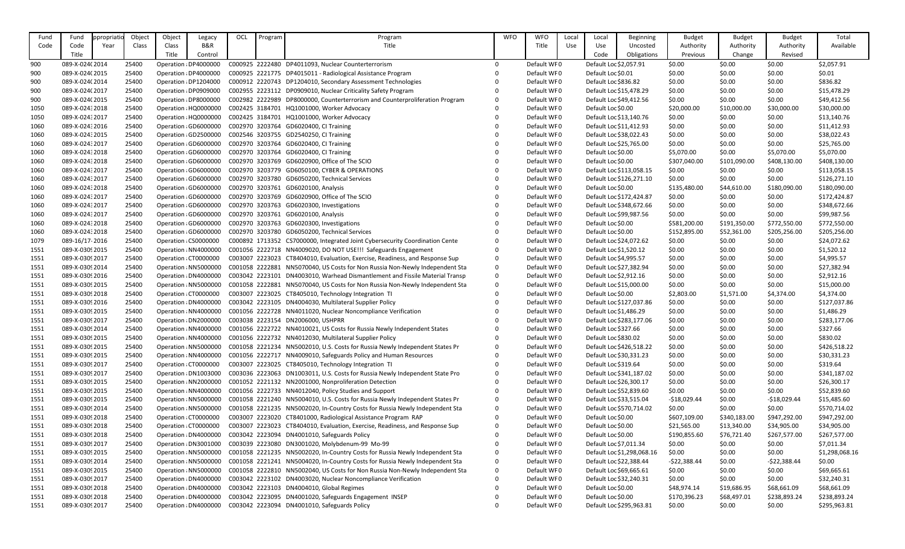| Fund Code | Fund Code Title | Appropriation Year | Object Class | Object Class Title | Legacy B&R Control | OCL | Program | Program Title | WFO | WFO Title | Local Use | Local Use Code | Beginning Uncosted Obligations | Budget Authority Previous | Budget Authority Change | Budget Authority Revised | Total Available |
|---|---|---|---|---|---|---|---|---|---|---|---|---|---|---|---|---|---|
| 900 | 089-X-024( | 2014 | 25400 | Operation | DP4000000 | C000925 | 2222480 | DP4011093, Nuclear Counterterrorism | 0 | Default WF | 0 | Default Loc | $2,057.91 | $0.00 | $0.00 | $0.00 | $2,057.91 |
| 900 | 089-X-024( | 2015 | 25400 | Operation | DP4000000 | C000925 | 2221775 | DP4015011 - Radiological Assistance Program | 0 | Default WF | 0 | Default Loc | $0.01 | $0.00 | $0.00 | $0.00 | $0.01 |
| 900 | 089-X-024( | 2014 | 25400 | Operation | DP1204000 | C000912 | 2220743 | DP1204010, Secondary Assessment Technologies | 0 | Default WF | 0 | Default Loc | $836.82 | $0.00 | $0.00 | $0.00 | $836.82 |
| 900 | 089-X-024( | 2017 | 25400 | Operation | DP0909000 | C002955 | 2223112 | DP0909010, Nuclear Criticality Safety Program | 0 | Default WF | 0 | Default Loc | $15,478.29 | $0.00 | $0.00 | $0.00 | $15,478.29 |
| 900 | 089-X-024( | 2015 | 25400 | Operation | DP8000000 | C002982 | 2222989 | DP8000000, Counterterrorism and Counterproliferation Program | 0 | Default WF | 0 | Default Loc | $49,412.56 | $0.00 | $0.00 | $0.00 | $49,412.56 |
| 1050 | 089-X-024: | 2018 | 25400 | Operation | HQ0000000 | C002425 | 3184701 | HQ1001000, Worker Advocacy | 0 | Default WF | 0 | Default Loc | $0.00 | $20,000.00 | $10,000.00 | $30,000.00 | $30,000.00 |
| 1050 | 089-X-024: | 2017 | 25400 | Operation | HQ0000000 | C002425 | 3184701 | HQ1001000, Worker Advocacy | 0 | Default WF | 0 | Default Loc | $13,140.76 | $0.00 | $0.00 | $0.00 | $13,140.76 |
| 1060 | 089-X-024: | 2016 | 25400 | Operation | GD6000000 | C002970 | 3203764 | GD6020400, CI Training | 0 | Default WF | 0 | Default Loc | $11,412.93 | $0.00 | $0.00 | $0.00 | $11,412.93 |
| 1060 | 089-X-024: | 2015 | 25400 | Operation | GD2500000 | C002546 | 3203755 | GD2540250, CI Training | 0 | Default WF | 0 | Default Loc | $38,022.43 | $0.00 | $0.00 | $0.00 | $38,022.43 |
| 1060 | 089-X-024: | 2017 | 25400 | Operation | GD6000000 | C002970 | 3203764 | GD6020400, CI Training | 0 | Default WF | 0 | Default Loc | $25,765.00 | $0.00 | $0.00 | $0.00 | $25,765.00 |
| 1060 | 089-X-024: | 2018 | 25400 | Operation | GD6000000 | C002970 | 3203764 | GD6020400, CI Training | 0 | Default WF | 0 | Default Loc | $0.00 | $5,070.00 | $0.00 | $5,070.00 | $5,070.00 |
| 1060 | 089-X-024: | 2018 | 25400 | Operation | GD6000000 | C002970 | 3203769 | GD6020900, Office of The SCIO | 0 | Default WF | 0 | Default Loc | $0.00 | $307,040.00 | $101,090.00 | $408,130.00 | $408,130.00 |
| 1060 | 089-X-024: | 2017 | 25400 | Operation | GD6000000 | C002970 | 3203779 | GD6050100, CYBER & OPERATIONS | 0 | Default WF | 0 | Default Loc | $113,058.15 | $0.00 | $0.00 | $0.00 | $113,058.15 |
| 1060 | 089-X-024: | 2017 | 25400 | Operation | GD6000000 | C002970 | 3203780 | GD6050200, Technical Services | 0 | Default WF | 0 | Default Loc | $126,271.10 | $0.00 | $0.00 | $0.00 | $126,271.10 |
| 1060 | 089-X-024: | 2018 | 25400 | Operation | GD6000000 | C002970 | 3203761 | GD6020100, Analysis | 0 | Default WF | 0 | Default Loc | $0.00 | $135,480.00 | $44,610.00 | $180,090.00 | $180,090.00 |
| 1060 | 089-X-024: | 2017 | 25400 | Operation | GD6000000 | C002970 | 3203769 | GD6020900, Office of The SCIO | 0 | Default WF | 0 | Default Loc | $172,424.87 | $0.00 | $0.00 | $0.00 | $172,424.87 |
| 1060 | 089-X-024: | 2017 | 25400 | Operation | GD6000000 | C002970 | 3203763 | GD6020300, Investigations | 0 | Default WF | 0 | Default Loc | $348,672.66 | $0.00 | $0.00 | $0.00 | $348,672.66 |
| 1060 | 089-X-024: | 2017 | 25400 | Operation | GD6000000 | C002970 | 3203761 | GD6020100, Analysis | 0 | Default WF | 0 | Default Loc | $99,987.56 | $0.00 | $0.00 | $0.00 | $99,987.56 |
| 1060 | 089-X-024: | 2018 | 25400 | Operation | GD6000000 | C002970 | 3203763 | GD6020300, Investigations | 0 | Default WF | 0 | Default Loc | $0.00 | $581,200.00 | $191,350.00 | $772,550.00 | $772,550.00 |
| 1060 | 089-X-024: | 2018 | 25400 | Operation | GD6000000 | C002970 | 3203780 | GD6050200, Technical Services | 0 | Default WF | 0 | Default Loc | $0.00 | $152,895.00 | $52,361.00 | $205,256.00 | $205,256.00 |
| 1079 | 089-16/17- | 2016 | 25400 | Operation | CS0000000 | C000892 | 1713352 | CS7000000, Integrated Joint Cybersecurity Coordination Cente | 0 | Default WF | 0 | Default Loc | $24,072.62 | $0.00 | $0.00 | $0.00 | $24,072.62 |
| 1551 | 089-X-0309 | 2015 | 25400 | Operation | NN4000000 | C001056 | 2222718 | NN4009020, DO NOT USE!!! Safeguards Engagement | 0 | Default WF | 0 | Default Loc | $1,520.12 | $0.00 | $0.00 | $0.00 | $1,520.12 |
| 1551 | 089-X-0309 | 2017 | 25400 | Operation | CT0000000 | C003007 | 2223023 | CT8404010, Evaluation, Exercise, Readiness, and Response Sup | 0 | Default WF | 0 | Default Loc | $4,995.57 | $0.00 | $0.00 | $0.00 | $4,995.57 |
| 1551 | 089-X-0309 | 2014 | 25400 | Operation | NN5000000 | C001058 | 2222881 | NN5070040, US Costs for Non Russia Non-Newly Independent Sta | 0 | Default WF | 0 | Default Loc | $27,382.94 | $0.00 | $0.00 | $0.00 | $27,382.94 |
| 1551 | 089-X-0309 | 2016 | 25400 | Operation | DN4000000 | C003042 | 2223101 | DN4003010, Warhead Dismantlement and Fissile Material Transp | 0 | Default WF | 0 | Default Loc | $2,912.16 | $0.00 | $0.00 | $0.00 | $2,912.16 |
| 1551 | 089-X-0309 | 2015 | 25400 | Operation | NN5000000 | C001058 | 2222881 | NN5070040, US Costs for Non Russia Non-Newly Independent Sta | 0 | Default WF | 0 | Default Loc | $15,000.00 | $0.00 | $0.00 | $0.00 | $15,000.00 |
| 1551 | 089-X-0309 | 2018 | 25400 | Operation | CT0000000 | C003007 | 2223025 | CT8405010, Technology Integration TI | 0 | Default WF | 0 | Default Loc | $0.00 | $2,803.00 | $1,571.00 | $4,374.00 | $4,374.00 |
| 1551 | 089-X-0309 | 2016 | 25400 | Operation | DN4000000 | C003042 | 2223105 | DN4004030, Multilateral Supplier Policy | 0 | Default WF | 0 | Default Loc | $127,037.86 | $0.00 | $0.00 | $0.00 | $127,037.86 |
| 1551 | 089-X-0309 | 2015 | 25400 | Operation | NN4000000 | C001056 | 2222728 | NN4011020, Nuclear Noncompliance Verification | 0 | Default WF | 0 | Default Loc | $1,486.29 | $0.00 | $0.00 | $0.00 | $1,486.29 |
| 1551 | 089-X-0309 | 2017 | 25400 | Operation | DN2000000 | C003038 | 2223154 | DN2006000, USHPRR | 0 | Default WF | 0 | Default Loc | $283,177.06 | $0.00 | $0.00 | $0.00 | $283,177.06 |
| 1551 | 089-X-0309 | 2014 | 25400 | Operation | NN4000000 | C001056 | 2222722 | NN4010021, US Costs for Russia Newly Independent States | 0 | Default WF | 0 | Default Loc | $327.66 | $0.00 | $0.00 | $0.00 | $327.66 |
| 1551 | 089-X-0309 | 2015 | 25400 | Operation | NN4000000 | C001056 | 2222732 | NN4012030, Multilateral Supplier Policy | 0 | Default WF | 0 | Default Loc | $830.02 | $0.00 | $0.00 | $0.00 | $830.02 |
| 1551 | 089-X-0309 | 2015 | 25400 | Operation | NN5000000 | C001058 | 2221234 | NN5002010, U.S. Costs for Russia Newly Independent States Pr | 0 | Default WF | 0 | Default Loc | $426,518.22 | $0.00 | $0.00 | $0.00 | $426,518.22 |
| 1551 | 089-X-0309 | 2015 | 25400 | Operation | NN4000000 | C001056 | 2222717 | NN4009010, Safeguards Policy and Human Resources | 0 | Default WF | 0 | Default Loc | $30,331.23 | $0.00 | $0.00 | $0.00 | $30,331.23 |
| 1551 | 089-X-0309 | 2017 | 25400 | Operation | CT0000000 | C003007 | 2223025 | CT8405010, Technology Integration TI | 0 | Default WF | 0 | Default Loc | $319.64 | $0.00 | $0.00 | $0.00 | $319.64 |
| 1551 | 089-X-0309 | 2017 | 25400 | Operation | DN1003000 | C003036 | 2223063 | DN1003011, U.S. Costs for Russia Newly Independent State Pro | 0 | Default WF | 0 | Default Loc | $341,187.02 | $0.00 | $0.00 | $0.00 | $341,187.02 |
| 1551 | 089-X-0309 | 2015 | 25400 | Operation | NN2000000 | C001052 | 2221132 | NN2001000, Nonproliferation Detection | 0 | Default WF | 0 | Default Loc | $26,300.17 | $0.00 | $0.00 | $0.00 | $26,300.17 |
| 1551 | 089-X-0309 | 2015 | 25400 | Operation | NN4000000 | C001056 | 2222733 | NN4012040, Policy Studies and Support | 0 | Default WF | 0 | Default Loc | $52,839.60 | $0.00 | $0.00 | $0.00 | $52,839.60 |
| 1551 | 089-X-0309 | 2015 | 25400 | Operation | NN5000000 | C001058 | 2221240 | NN5004010, U.S. Costs for Russia Newly Independent States Pr | 0 | Default WF | 0 | Default Loc | $33,515.04 | -$18,029.44 | $0.00 | -$18,029.44 | $15,485.60 |
| 1551 | 089-X-0309 | 2014 | 25400 | Operation | NN5000000 | C001058 | 2221235 | NN5002020, In-Country Costs for Russia Newly Independent Sta | 0 | Default WF | 0 | Default Loc | $570,714.02 | $0.00 | $0.00 | $0.00 | $570,714.02 |
| 1551 | 089-X-0309 | 2018 | 25400 | Operation | CT0000000 | C003007 | 2223020 | CT8401000, Radiological Assistance Program RAP | 0 | Default WF | 0 | Default Loc | $0.00 | $607,109.00 | $340,183.00 | $947,292.00 | $947,292.00 |
| 1551 | 089-X-0309 | 2018 | 25400 | Operation | CT0000000 | C003007 | 2223023 | CT8404010, Evaluation, Exercise, Readiness, and Response Sup | 0 | Default WF | 0 | Default Loc | $0.00 | $21,565.00 | $13,340.00 | $34,905.00 | $34,905.00 |
| 1551 | 089-X-0309 | 2018 | 25400 | Operation | DN4000000 | C003042 | 2223094 | DN4001010, Safeguards Policy | 0 | Default WF | 0 | Default Loc | $0.00 | $190,855.60 | $76,721.40 | $267,577.00 | $267,577.00 |
| 1551 | 089-X-0309 | 2017 | 25400 | Operation | DN3001000 | C003039 | 2223080 | DN3001020, Molybdenum-99 Mo-99 | 0 | Default WF | 0 | Default Loc | $7,011.34 | $0.00 | $0.00 | $0.00 | $7,011.34 |
| 1551 | 089-X-0309 | 2015 | 25400 | Operation | NN5000000 | C001058 | 2221235 | NN5002020, In-Country Costs for Russia Newly Independent Sta | 0 | Default WF | 0 | Default Loc | $1,298,068.16 | $0.00 | $0.00 | $0.00 | $1,298,068.16 |
| 1551 | 089-X-0309 | 2014 | 25400 | Operation | NN5000000 | C001058 | 2221241 | NN5004020, In-Country Costs for Russia Newly Independent Sta | 0 | Default WF | 0 | Default Loc | $22,388.44 | -$22,388.44 | $0.00 | -$22,388.44 | $0.00 |
| 1551 | 089-X-0309 | 2015 | 25400 | Operation | NN5000000 | C001058 | 2222810 | NN5002040, US Costs for Non Russia Non-Newly Independent Sta | 0 | Default WF | 0 | Default Loc | $69,665.61 | $0.00 | $0.00 | $0.00 | $69,665.61 |
| 1551 | 089-X-0309 | 2017 | 25400 | Operation | DN4000000 | C003042 | 2223102 | DN4003020, Nuclear Noncompliance Verification | 0 | Default WF | 0 | Default Loc | $32,240.31 | $0.00 | $0.00 | $0.00 | $32,240.31 |
| 1551 | 089-X-0309 | 2018 | 25400 | Operation | DN4000000 | C003042 | 2223103 | DN4004010, Global Regimes | 0 | Default WF | 0 | Default Loc | $0.00 | $48,974.14 | $19,686.95 | $68,661.09 | $68,661.09 |
| 1551 | 089-X-0309 | 2018 | 25400 | Operation | DN4000000 | C003042 | 2223095 | DN4001020, Safeguards Engagement INSEP | 0 | Default WF | 0 | Default Loc | $0.00 | $170,396.23 | $68,497.01 | $238,893.24 | $238,893.24 |
| 1551 | 089-X-0309 | 2017 | 25400 | Operation | DN4000000 | C003042 | 2223094 | DN4001010, Safeguards Policy | 0 | Default WF | 0 | Default Loc | $295,963.81 | $0.00 | $0.00 | $0.00 | $295,963.81 |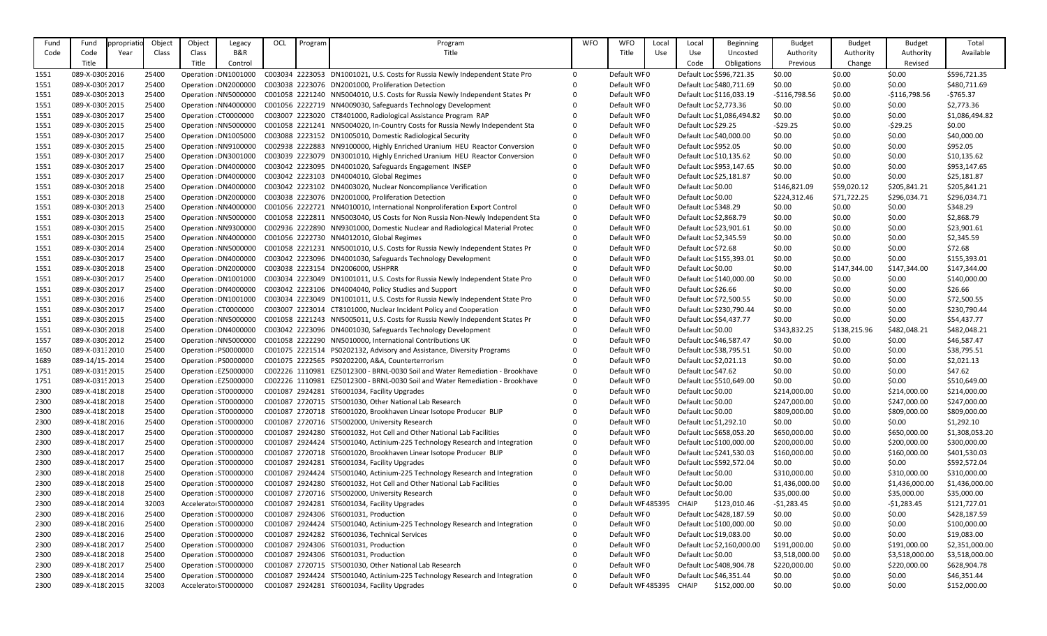| Fund Code | Fund Code Title | Appropriation Year | Object Class | Object Class Title | Legacy B&R Control | OCL | Program | Program Title | WFO | WFO Title | Local Use | Local Use Code | Beginning Uncosted Obligations | Budget Authority Previous | Budget Authority Change | Budget Authority Revised | Total Available |
|---|---|---|---|---|---|---|---|---|---|---|---|---|---|---|---|---|---|
| 1551 | 089-X-0309 | 2016 | 25400 | Operation | DN1001000 | C003034 | 2223053 | DN1001021, U.S. Costs for Russia Newly Independent State Pro | 0 | Default WF | 0 | Default Loc | $596,721.35 | $0.00 | $0.00 | $0.00 | $596,721.35 |
| 1551 | 089-X-0309 | 2017 | 25400 | Operation | DN2000000 | C003038 | 2223076 | DN2001000, Proliferation Detection | 0 | Default WF | 0 | Default Loc | $480,711.69 | $0.00 | $0.00 | $0.00 | $480,711.69 |
| 1551 | 089-X-0309 | 2013 | 25400 | Operation | NN5000000 | C001058 | 2221240 | NN5004010, U.S. Costs for Russia Newly Independent States Pr | 0 | Default WF | 0 | Default Loc | $116,033.19 | -$116,798.56 | $0.00 | -$116,798.56 | -$765.37 |
| 1551 | 089-X-0309 | 2015 | 25400 | Operation | NN4000000 | C001056 | 2222719 | NN4009030, Safeguards Technology Development | 0 | Default WF | 0 | Default Loc | $2,773.36 | $0.00 | $0.00 | $0.00 | $2,773.36 |
| 1551 | 089-X-0309 | 2017 | 25400 | Operation | CT0000000 | C003007 | 2223020 | CT8401000, Radiological Assistance Program RAP | 0 | Default WF | 0 | Default Loc | $1,086,494.82 | $0.00 | $0.00 | $0.00 | $1,086,494.82 |
| 1551 | 089-X-0309 | 2015 | 25400 | Operation | NN5000000 | C001058 | 2221241 | NN5004020, In-Country Costs for Russia Newly Independent Sta | 0 | Default WF | 0 | Default Loc | $29.25 | -$29.25 | $0.00 | -$29.25 | $0.00 |
| 1551 | 089-X-0309 | 2017 | 25400 | Operation | DN1005000 | C003088 | 2223152 | DN1005010, Domestic Radiological Security | 0 | Default WF | 0 | Default Loc | $40,000.00 | $0.00 | $0.00 | $0.00 | $40,000.00 |
| 1551 | 089-X-0309 | 2015 | 25400 | Operation | NN9100000 | C002938 | 2222883 | NN9100000, Highly Enriched Uranium HEU Reactor Conversion | 0 | Default WF | 0 | Default Loc | $952.05 | $0.00 | $0.00 | $0.00 | $952.05 |
| 1551 | 089-X-0309 | 2017 | 25400 | Operation | DN3001000 | C003039 | 2223079 | DN3001010, Highly Enriched Uranium HEU Reactor Conversion | 0 | Default WF | 0 | Default Loc | $10,135.62 | $0.00 | $0.00 | $0.00 | $10,135.62 |
| 1551 | 089-X-0309 | 2017 | 25400 | Operation | DN4000000 | C003042 | 2223095 | DN4001020, Safeguards Engagement INSEP | 0 | Default WF | 0 | Default Loc | $953,147.65 | $0.00 | $0.00 | $0.00 | $953,147.65 |
| 1551 | 089-X-0309 | 2017 | 25400 | Operation | DN4000000 | C003042 | 2223103 | DN4004010, Global Regimes | 0 | Default WF | 0 | Default Loc | $25,181.87 | $0.00 | $0.00 | $0.00 | $25,181.87 |
| 1551 | 089-X-0309 | 2018 | 25400 | Operation | DN4000000 | C003042 | 2223102 | DN4003020, Nuclear Noncompliance Verification | 0 | Default WF | 0 | Default Loc | $0.00 | $146,821.09 | $59,020.12 | $205,841.21 | $205,841.21 |
| 1551 | 089-X-0309 | 2018 | 25400 | Operation | DN2000000 | C003038 | 2223076 | DN2001000, Proliferation Detection | 0 | Default WF | 0 | Default Loc | $0.00 | $224,312.46 | $71,722.25 | $296,034.71 | $296,034.71 |
| 1551 | 089-X-0309 | 2013 | 25400 | Operation | NN4000000 | C001056 | 2222721 | NN4010010, International Nonproliferation Export Control | 0 | Default WF | 0 | Default Loc | $348.29 | $0.00 | $0.00 | $0.00 | $348.29 |
| 1551 | 089-X-0309 | 2013 | 25400 | Operation | NN5000000 | C001058 | 2222811 | NN5003040, US Costs for Non Russia Non-Newly Independent Sta | 0 | Default WF | 0 | Default Loc | $2,868.79 | $0.00 | $0.00 | $0.00 | $2,868.79 |
| 1551 | 089-X-0309 | 2015 | 25400 | Operation | NN9300000 | C002936 | 2222890 | NN9301000, Domestic Nuclear and Radiological Material Protec | 0 | Default WF | 0 | Default Loc | $23,901.61 | $0.00 | $0.00 | $0.00 | $23,901.61 |
| 1551 | 089-X-0309 | 2015 | 25400 | Operation | NN4000000 | C001056 | 2222730 | NN4012010, Global Regimes | 0 | Default WF | 0 | Default Loc | $2,345.59 | $0.00 | $0.00 | $0.00 | $2,345.59 |
| 1551 | 089-X-0309 | 2014 | 25400 | Operation | NN5000000 | C001058 | 2221231 | NN5001010, U.S. Costs for Russia Newly Independent States Pr | 0 | Default WF | 0 | Default Loc | $72.68 | $0.00 | $0.00 | $0.00 | $72.68 |
| 1551 | 089-X-0309 | 2017 | 25400 | Operation | DN4000000 | C003042 | 2223096 | DN4001030, Safeguards Technology Development | 0 | Default WF | 0 | Default Loc | $155,393.01 | $0.00 | $0.00 | $0.00 | $155,393.01 |
| 1551 | 089-X-0309 | 2018 | 25400 | Operation | DN2000000 | C003038 | 2223154 | DN2006000, USHPRR | 0 | Default WF | 0 | Default Loc | $0.00 | $0.00 | $147,344.00 | $147,344.00 | $147,344.00 |
| 1551 | 089-X-0309 | 2017 | 25400 | Operation | DN1001000 | C003034 | 2223049 | DN1001011, U.S. Costs for Russia Newly Independent State Pro | 0 | Default WF | 0 | Default Loc | $140,000.00 | $0.00 | $0.00 | $0.00 | $140,000.00 |
| 1551 | 089-X-0309 | 2017 | 25400 | Operation | DN4000000 | C003042 | 2223106 | DN4004040, Policy Studies and Support | 0 | Default WF | 0 | Default Loc | $26.66 | $0.00 | $0.00 | $0.00 | $26.66 |
| 1551 | 089-X-0309 | 2016 | 25400 | Operation | DN1001000 | C003034 | 2223049 | DN1001011, U.S. Costs for Russia Newly Independent State Pro | 0 | Default WF | 0 | Default Loc | $72,500.55 | $0.00 | $0.00 | $0.00 | $72,500.55 |
| 1551 | 089-X-0309 | 2017 | 25400 | Operation | CT0000000 | C003007 | 2223014 | CT8101000, Nuclear Incident Policy and Cooperation | 0 | Default WF | 0 | Default Loc | $230,790.44 | $0.00 | $0.00 | $0.00 | $230,790.44 |
| 1551 | 089-X-0309 | 2015 | 25400 | Operation | NN5000000 | C001058 | 2221243 | NN5005011, U.S. Costs for Russia Newly Independent States Pr | 0 | Default WF | 0 | Default Loc | $54,437.77 | $0.00 | $0.00 | $0.00 | $54,437.77 |
| 1551 | 089-X-0309 | 2018 | 25400 | Operation | DN4000000 | C003042 | 2223096 | DN4001030, Safeguards Technology Development | 0 | Default WF | 0 | Default Loc | $0.00 | $343,832.25 | $138,215.96 | $482,048.21 | $482,048.21 |
| 1557 | 089-X-0309 | 2012 | 25400 | Operation | NN5000000 | C001058 | 2222290 | NN5010000, International Contributions UK | 0 | Default WF | 0 | Default Loc | $46,587.47 | $0.00 | $0.00 | $0.00 | $46,587.47 |
| 1650 | 089-X-0313 | 2010 | 25400 | Operation | PS0000000 | C001075 | 2221514 | PS0202132, Advisory and Assistance, Diversity Programs | 0 | Default WF | 0 | Default Loc | $38,795.51 | $0.00 | $0.00 | $0.00 | $38,795.51 |
| 1689 | 089-14/15- | 2014 | 25400 | Operation | PS0000000 | C001075 | 2222565 | PS0202200, A&A, Counterterrorism | 0 | Default WF | 0 | Default Loc | $2,021.13 | $0.00 | $0.00 | $0.00 | $2,021.13 |
| 1751 | 089-X-0315 | 2015 | 25400 | Operation | EZ5000000 | C002226 | 1110981 | EZ5012300 - BRNL-0030 Soil and Water Remediation - Brookhave | 0 | Default WF | 0 | Default Loc | $47.62 | $0.00 | $0.00 | $0.00 | $47.62 |
| 1751 | 089-X-0315 | 2013 | 25400 | Operation | EZ5000000 | C002226 | 1110981 | EZ5012300 - BRNL-0030 Soil and Water Remediation - Brookhave | 0 | Default WF | 0 | Default Loc | $510,649.00 | $0.00 | $0.00 | $0.00 | $510,649.00 |
| 2300 | 089-X-4180 | 2018 | 25400 | Operation | ST0000000 | C001087 | 2924281 | ST6001034, Facility Upgrades | 0 | Default WF | 0 | Default Loc | $0.00 | $214,000.00 | $0.00 | $214,000.00 | $214,000.00 |
| 2300 | 089-X-4180 | 2018 | 25400 | Operation | ST0000000 | C001087 | 2720715 | ST5001030, Other National Lab Research | 0 | Default WF | 0 | Default Loc | $0.00 | $247,000.00 | $0.00 | $247,000.00 | $247,000.00 |
| 2300 | 089-X-4180 | 2018 | 25400 | Operation | ST0000000 | C001087 | 2720718 | ST6001020, Brookhaven Linear Isotope Producer BLIP | 0 | Default WF | 0 | Default Loc | $0.00 | $809,000.00 | $0.00 | $809,000.00 | $809,000.00 |
| 2300 | 089-X-4180 | 2016 | 25400 | Operation | ST0000000 | C001087 | 2720716 | ST5002000, University Research | 0 | Default WF | 0 | Default Loc | $1,292.10 | $0.00 | $0.00 | $0.00 | $1,292.10 |
| 2300 | 089-X-4180 | 2017 | 25400 | Operation | ST0000000 | C001087 | 2924280 | ST6001032, Hot Cell and Other National Lab Facilities | 0 | Default WF | 0 | Default Loc | $658,053.20 | $650,000.00 | $0.00 | $650,000.00 | $1,308,053.20 |
| 2300 | 089-X-4180 | 2017 | 25400 | Operation | ST0000000 | C001087 | 2924424 | ST5001040, Actinium-225 Technology Research and Integration | 0 | Default WF | 0 | Default Loc | $100,000.00 | $200,000.00 | $0.00 | $200,000.00 | $300,000.00 |
| 2300 | 089-X-4180 | 2017 | 25400 | Operation | ST0000000 | C001087 | 2720718 | ST6001020, Brookhaven Linear Isotope Producer BLIP | 0 | Default WF | 0 | Default Loc | $241,530.03 | $160,000.00 | $0.00 | $160,000.00 | $401,530.03 |
| 2300 | 089-X-4180 | 2017 | 25400 | Operation | ST0000000 | C001087 | 2924281 | ST6001034, Facility Upgrades | 0 | Default WF | 0 | Default Loc | $592,572.04 | $0.00 | $0.00 | $0.00 | $592,572.04 |
| 2300 | 089-X-4180 | 2018 | 25400 | Operation | ST0000000 | C001087 | 2924424 | ST5001040, Actinium-225 Technology Research and Integration | 0 | Default WF | 0 | Default Loc | $0.00 | $310,000.00 | $0.00 | $310,000.00 | $310,000.00 |
| 2300 | 089-X-4180 | 2018 | 25400 | Operation | ST0000000 | C001087 | 2924280 | ST6001032, Hot Cell and Other National Lab Facilities | 0 | Default WF | 0 | Default Loc | $0.00 | $1,436,000.00 | $0.00 | $1,436,000.00 | $1,436,000.00 |
| 2300 | 089-X-4180 | 2018 | 25400 | Operation | ST0000000 | C001087 | 2720716 | ST5002000, University Research | 0 | Default WF | 0 | Default Loc | $0.00 | $35,000.00 | $0.00 | $35,000.00 | $35,000.00 |
| 2300 | 089-X-4180 | 2014 | 32003 | Accelerator | ST0000000 | C001087 | 2924281 | ST6001034, Facility Upgrades | 0 | Default WF | 485395 | CHAIP | $123,010.46 | -$1,283.45 | $0.00 | -$1,283.45 | $121,727.01 |
| 2300 | 089-X-4180 | 2016 | 25400 | Operation | ST0000000 | C001087 | 2924306 | ST6001031, Production | 0 | Default WF | 0 | Default Loc | $428,187.59 | $0.00 | $0.00 | $0.00 | $428,187.59 |
| 2300 | 089-X-4180 | 2016 | 25400 | Operation | ST0000000 | C001087 | 2924424 | ST5001040, Actinium-225 Technology Research and Integration | 0 | Default WF | 0 | Default Loc | $100,000.00 | $0.00 | $0.00 | $0.00 | $100,000.00 |
| 2300 | 089-X-4180 | 2016 | 25400 | Operation | ST0000000 | C001087 | 2924282 | ST6001036, Technical Services | 0 | Default WF | 0 | Default Loc | $19,083.00 | $0.00 | $0.00 | $0.00 | $19,083.00 |
| 2300 | 089-X-4180 | 2017 | 25400 | Operation | ST0000000 | C001087 | 2924306 | ST6001031, Production | 0 | Default WF | 0 | Default Loc | $2,160,000.00 | $191,000.00 | $0.00 | $191,000.00 | $2,351,000.00 |
| 2300 | 089-X-4180 | 2018 | 25400 | Operation | ST0000000 | C001087 | 2924306 | ST6001031, Production | 0 | Default WF | 0 | Default Loc | $0.00 | $3,518,000.00 | $0.00 | $3,518,000.00 | $3,518,000.00 |
| 2300 | 089-X-4180 | 2017 | 25400 | Operation | ST0000000 | C001087 | 2720715 | ST5001030, Other National Lab Research | 0 | Default WF | 0 | Default Loc | $408,904.78 | $220,000.00 | $0.00 | $220,000.00 | $628,904.78 |
| 2300 | 089-X-4180 | 2014 | 25400 | Operation | ST0000000 | C001087 | 2924424 | ST5001040, Actinium-225 Technology Research and Integration | 0 | Default WF | 0 | Default Loc | $46,351.44 | $0.00 | $0.00 | $0.00 | $46,351.44 |
| 2300 | 089-X-4180 | 2015 | 32003 | Accelerator | ST0000000 | C001087 | 2924281 | ST6001034, Facility Upgrades | 0 | Default WF | 485395 | CHAIP | $152,000.00 | $0.00 | $0.00 | $0.00 | $152,000.00 |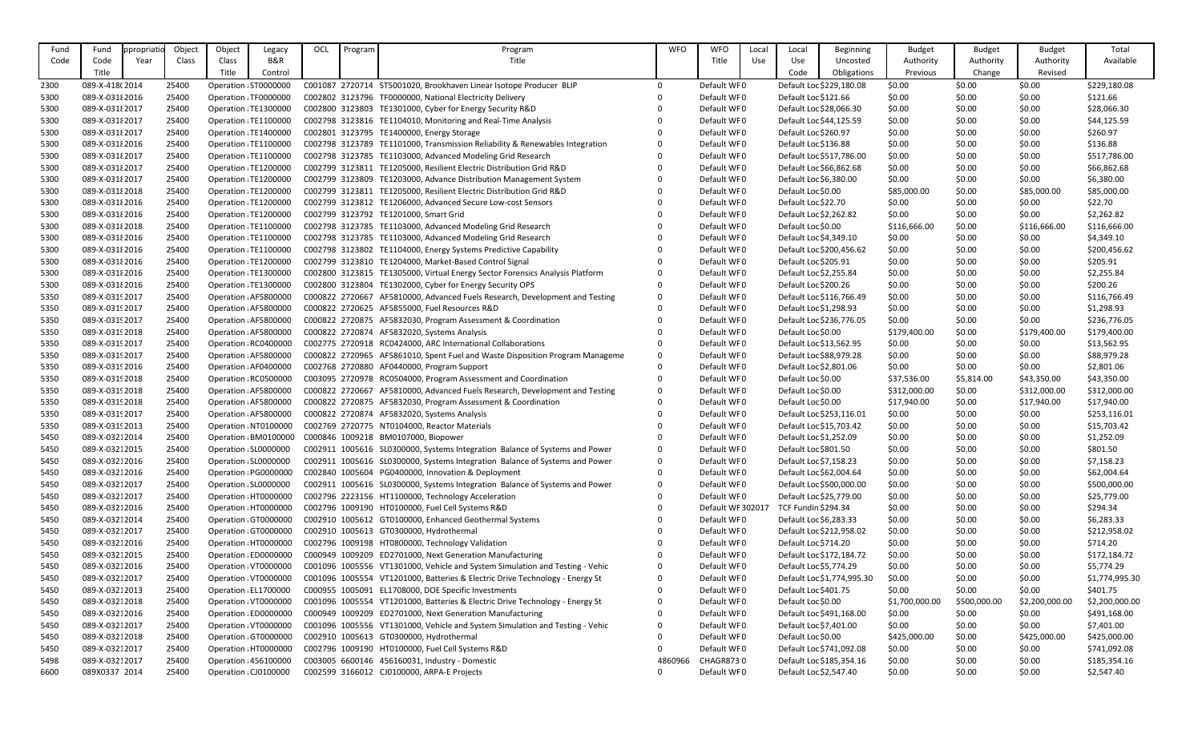| Fund Code | Fund Code Title | Appropriation Year | Object Class | Object Class Title | Legacy B&R Control | OCL | Program | Program Title | WFO | WFO Title | Local Use | Local Use Code | Beginning Uncosted Obligations | Budget Authority Previous | Budget Authority Change | Budget Authority Revised | Total Available |
|---|---|---|---|---|---|---|---|---|---|---|---|---|---|---|---|---|---|
| 2300 | 089-X-418(2014 | | 25400 | Operation : | ST0000000 | C001087 | 2720714 | ST5001020, Brookhaven Linear Isotope Producer BLIP | 0 | Default WF0 | | Default Loc | $229,180.08 | $0.00 | $0.00 | $0.00 | $229,180.08 |
| 5300 | 089-X-031[2016 | | 25400 | Operation : | TF0000000 | C002802 | 3123796 | TF0000000, National Electricity Delivery | 0 | Default WF0 | | Default Loc | $121.66 | $0.00 | $0.00 | $0.00 | $121.66 |
| 5300 | 089-X-031[2017 | | 25400 | Operation : | TE1300000 | C002800 | 3123803 | TE1301000, Cyber for Energy Security R&D | 0 | Default WF0 | | Default Loc | $28,066.30 | $0.00 | $0.00 | $0.00 | $28,066.30 |
| 5300 | 089-X-031[2017 | | 25400 | Operation : | TE1100000 | C002798 | 3123816 | TE1104010, Monitoring and Real-Time Analysis | 0 | Default WF0 | | Default Loc | $44,125.59 | $0.00 | $0.00 | $0.00 | $44,125.59 |
| 5300 | 089-X-031[2017 | | 25400 | Operation : | TE1400000 | C002801 | 3123795 | TE1400000, Energy Storage | 0 | Default WF0 | | Default Loc | $260.97 | $0.00 | $0.00 | $0.00 | $260.97 |
| 5300 | 089-X-031[2016 | | 25400 | Operation : | TE1100000 | C002798 | 3123789 | TE1101000, Transmission Reliability & Renewables Integration | 0 | Default WF0 | | Default Loc | $136.88 | $0.00 | $0.00 | $0.00 | $136.88 |
| 5300 | 089-X-031[2017 | | 25400 | Operation : | TE1100000 | C002798 | 3123785 | TE1103000, Advanced Modeling Grid Research | 0 | Default WF0 | | Default Loc | $517,786.00 | $0.00 | $0.00 | $0.00 | $517,786.00 |
| 5300 | 089-X-031[2017 | | 25400 | Operation : | TE1200000 | C002799 | 3123811 | TE1205000, Resilient Electric Distribution Grid R&D | 0 | Default WF0 | | Default Loc | $66,862.68 | $0.00 | $0.00 | $0.00 | $66,862.68 |
| 5300 | 089-X-031[2017 | | 25400 | Operation : | TE1200000 | C002799 | 3123809 | TE1203000, Advance Distribution Management System | 0 | Default WF0 | | Default Loc | $6,380.00 | $0.00 | $0.00 | $0.00 | $6,380.00 |
| 5300 | 089-X-031[2018 | | 25400 | Operation : | TE1200000 | C002799 | 3123811 | TE1205000, Resilient Electric Distribution Grid R&D | 0 | Default WF0 | | Default Loc | $0.00 | $85,000.00 | $0.00 | $85,000.00 | $85,000.00 |
| 5300 | 089-X-031[2016 | | 25400 | Operation : | TE1200000 | C002799 | 3123812 | TE1206000, Advanced Secure Low-cost Sensors | 0 | Default WF0 | | Default Loc | $22.70 | $0.00 | $0.00 | $0.00 | $22.70 |
| 5300 | 089-X-031[2016 | | 25400 | Operation : | TE1200000 | C002799 | 3123792 | TE1201000, Smart Grid | 0 | Default WF0 | | Default Loc | $2,262.82 | $0.00 | $0.00 | $0.00 | $2,262.82 |
| 5300 | 089-X-031[2018 | | 25400 | Operation : | TE1100000 | C002798 | 3123785 | TE1103000, Advanced Modeling Grid Research | 0 | Default WF0 | | Default Loc | $0.00 | $116,666.00 | $0.00 | $116,666.00 | $116,666.00 |
| 5300 | 089-X-031[2016 | | 25400 | Operation : | TE1100000 | C002798 | 3123785 | TE1103000, Advanced Modeling Grid Research | 0 | Default WF0 | | Default Loc | $4,349.10 | $0.00 | $0.00 | $0.00 | $4,349.10 |
| 5300 | 089-X-031[2016 | | 25400 | Operation : | TE1100000 | C002798 | 3123802 | TE1104000, Energy Systems Predictive Capability | 0 | Default WF0 | | Default Loc | $200,456.62 | $0.00 | $0.00 | $0.00 | $200,456.62 |
| 5300 | 089-X-031[2016 | | 25400 | Operation : | TE1200000 | C002799 | 3123810 | TE1204000, Market-Based Control Signal | 0 | Default WF0 | | Default Loc | $205.91 | $0.00 | $0.00 | $0.00 | $205.91 |
| 5300 | 089-X-031[2016 | | 25400 | Operation : | TE1300000 | C002800 | 3123815 | TE1305000, Virtual Energy Sector Forensics Analysis Platform | 0 | Default WF0 | | Default Loc | $2,255.84 | $0.00 | $0.00 | $0.00 | $2,255.84 |
| 5300 | 089-X-031[2016 | | 25400 | Operation : | TE1300000 | C002800 | 3123804 | TE1302000, Cyber for Energy Security OPS | 0 | Default WF0 | | Default Loc | $200.26 | $0.00 | $0.00 | $0.00 | $200.26 |
| 5350 | 089-X-031[2017 | | 25400 | Operation : | AF5800000 | C000822 | 2720667 | AF5810000, Advanced Fuels Research, Development and Testing | 0 | Default WF0 | | Default Loc | $116,766.49 | $0.00 | $0.00 | $0.00 | $116,766.49 |
| 5350 | 089-X-031[2017 | | 25400 | Operation : | AF5800000 | C000822 | 2720625 | AF5855000, Fuel Resources R&D | 0 | Default WF0 | | Default Loc | $1,298.93 | $0.00 | $0.00 | $0.00 | $1,298.93 |
| 5350 | 089-X-031[2017 | | 25400 | Operation : | AF5800000 | C000822 | 2720875 | AF5832030, Program Assessment & Coordination | 0 | Default WF0 | | Default Loc | $236,776.05 | $0.00 | $0.00 | $0.00 | $236,776.05 |
| 5350 | 089-X-031[2018 | | 25400 | Operation : | AF5800000 | C000822 | 2720874 | AF5832020, Systems Analysis | 0 | Default WF0 | | Default Loc | $0.00 | $179,400.00 | $0.00 | $179,400.00 | $179,400.00 |
| 5350 | 089-X-031[2017 | | 25400 | Operation : | RC0400000 | C002775 | 2720918 | RC0424000, ARC International Collaborations | 0 | Default WF0 | | Default Loc | $13,562.95 | $0.00 | $0.00 | $0.00 | $13,562.95 |
| 5350 | 089-X-031[2017 | | 25400 | Operation : | AF5800000 | C000822 | 2720965 | AF5861010, Spent Fuel and Waste Disposition Program Manageme | 0 | Default WF0 | | Default Loc | $88,979.28 | $0.00 | $0.00 | $0.00 | $88,979.28 |
| 5350 | 089-X-031[2016 | | 25400 | Operation : | AF0400000 | C002768 | 2720880 | AF0440000, Program Support | 0 | Default WF0 | | Default Loc | $2,801.06 | $0.00 | $0.00 | $0.00 | $2,801.06 |
| 5350 | 089-X-031[2018 | | 25400 | Operation : | RC0500000 | C003095 | 2720978 | RC0504000, Program Assessment and Coordination | 0 | Default WF0 | | Default Loc | $0.00 | $37,536.00 | $5,814.00 | $43,350.00 | $43,350.00 |
| 5350 | 089-X-031[2018 | | 25400 | Operation : | AF5800000 | C000822 | 2720667 | AF5810000, Advanced Fuels Research, Development and Testing | 0 | Default WF0 | | Default Loc | $0.00 | $312,000.00 | $0.00 | $312,000.00 | $312,000.00 |
| 5350 | 089-X-031[2018 | | 25400 | Operation : | AF5800000 | C000822 | 2720875 | AF5832030, Program Assessment & Coordination | 0 | Default WF0 | | Default Loc | $0.00 | $17,940.00 | $0.00 | $17,940.00 | $17,940.00 |
| 5350 | 089-X-031[2017 | | 25400 | Operation : | AF5800000 | C000822 | 2720874 | AF5832020, Systems Analysis | 0 | Default WF0 | | Default Loc | $253,116.01 | $0.00 | $0.00 | $0.00 | $253,116.01 |
| 5350 | 089-X-031[2013 | | 25400 | Operation : | NT0100000 | C002769 | 2720775 | NT0104000, Reactor Materials | 0 | Default WF0 | | Default Loc | $15,703.42 | $0.00 | $0.00 | $0.00 | $15,703.42 |
| 5450 | 089-X-032[2014 | | 25400 | Operation : | BM0100000 | C000846 | 1009218 | BM0107000, Biopower | 0 | Default WF0 | | Default Loc | $1,252.09 | $0.00 | $0.00 | $0.00 | $1,252.09 |
| 5450 | 089-X-032[2015 | | 25400 | Operation : | SL0000000 | C002911 | 1005616 | SL0300000, Systems Integration Balance of Systems and Power | 0 | Default WF0 | | Default Loc | $801.50 | $0.00 | $0.00 | $0.00 | $801.50 |
| 5450 | 089-X-032[2016 | | 25400 | Operation : | SL0000000 | C002911 | 1005616 | SL0300000, Systems Integration Balance of Systems and Power | 0 | Default WF0 | | Default Loc | $7,158.23 | $0.00 | $0.00 | $0.00 | $7,158.23 |
| 5450 | 089-X-032[2016 | | 25400 | Operation : | PG0000000 | C002840 | 1005604 | PG0400000, Innovation & Deployment | 0 | Default WF0 | | Default Loc | $62,004.64 | $0.00 | $0.00 | $0.00 | $62,004.64 |
| 5450 | 089-X-032[2017 | | 25400 | Operation : | SL0000000 | C002911 | 1005616 | SL0300000, Systems Integration Balance of Systems and Power | 0 | Default WF0 | | Default Loc | $500,000.00 | $0.00 | $0.00 | $0.00 | $500,000.00 |
| 5450 | 089-X-032[2017 | | 25400 | Operation : | HT0000000 | C002796 | 2223156 | HT1100000, Technology Acceleration | 0 | Default WF0 | | Default Loc | $25,779.00 | $0.00 | $0.00 | $0.00 | $25,779.00 |
| 5450 | 089-X-032[2016 | | 25400 | Operation : | HT0000000 | C002796 | 1009190 | HT0100000, Fuel Cell Systems R&D | 0 | Default WF | 302017 | TCF Fundin | $294.34 | $0.00 | $0.00 | $0.00 | $294.34 |
| 5450 | 089-X-032[2014 | | 25400 | Operation : | GT0000000 | C002910 | 1005612 | GT0100000, Enhanced Geothermal Systems | 0 | Default WF0 | | Default Loc | $6,283.33 | $0.00 | $0.00 | $0.00 | $6,283.33 |
| 5450 | 089-X-032[2017 | | 25400 | Operation : | GT0000000 | C002910 | 1005613 | GT0300000, Hydrothermal | 0 | Default WF0 | | Default Loc | $212,958.02 | $0.00 | $0.00 | $0.00 | $212,958.02 |
| 5450 | 089-X-032[2016 | | 25400 | Operation : | HT0000000 | C002796 | 1009198 | HT0800000, Technology Validation | 0 | Default WF0 | | Default Loc | $714.20 | $0.00 | $0.00 | $0.00 | $714.20 |
| 5450 | 089-X-032[2015 | | 25400 | Operation : | ED0000000 | C000949 | 1009209 | ED2701000, Next Generation Manufacturing | 0 | Default WF0 | | Default Loc | $172,184.72 | $0.00 | $0.00 | $0.00 | $172,184.72 |
| 5450 | 089-X-032[2016 | | 25400 | Operation : | VT0000000 | C001096 | 1005556 | VT1301000, Vehicle and System Simulation and Testing - Vehic | 0 | Default WF0 | | Default Loc | $5,774.29 | $0.00 | $0.00 | $0.00 | $5,774.29 |
| 5450 | 089-X-032[2017 | | 25400 | Operation : | VT0000000 | C001096 | 1005554 | VT1201000, Batteries & Electric Drive Technology - Energy St | 0 | Default WF0 | | Default Loc | $1,774,995.30 | $0.00 | $0.00 | $0.00 | $1,774,995.30 |
| 5450 | 089-X-032[2013 | | 25400 | Operation : | EL1700000 | C000955 | 1005091 | EL1708000, DOE Specific Investments | 0 | Default WF0 | | Default Loc | $401.75 | $0.00 | $0.00 | $0.00 | $401.75 |
| 5450 | 089-X-032[2018 | | 25400 | Operation : | VT0000000 | C001096 | 1005554 | VT1201000, Batteries & Electric Drive Technology - Energy St | 0 | Default WF0 | | Default Loc | $0.00 | $1,700,000.00 | $500,000.00 | $2,200,000.00 | $2,200,000.00 |
| 5450 | 089-X-032[2016 | | 25400 | Operation : | ED0000000 | C000949 | 1009209 | ED2701000, Next Generation Manufacturing | 0 | Default WF0 | | Default Loc | $491,168.00 | $0.00 | $0.00 | $0.00 | $491,168.00 |
| 5450 | 089-X-032[2017 | | 25400 | Operation : | VT0000000 | C001096 | 1005556 | VT1301000, Vehicle and System Simulation and Testing - Vehic | 0 | Default WF0 | | Default Loc | $7,401.00 | $0.00 | $0.00 | $0.00 | $7,401.00 |
| 5450 | 089-X-032[2018 | | 25400 | Operation : | GT0000000 | C002910 | 1005613 | GT0300000, Hydrothermal | 0 | Default WF0 | | Default Loc | $0.00 | $425,000.00 | $0.00 | $425,000.00 | $425,000.00 |
| 5450 | 089-X-032[2017 | | 25400 | Operation : | HT0000000 | C002796 | 1009190 | HT0100000, Fuel Cell Systems R&D | 0 | Default WF0 | | Default Loc | $741,092.08 | $0.00 | $0.00 | $0.00 | $741,092.08 |
| 5498 | 089-X-032[2017 | | 25400 | Operation : | 456100000 | C003005 | 6600146 | 456160031, Industry - Domestic | 4860966 | CHAGR873 | 0 | Default Loc | $185,354.16 | $0.00 | $0.00 | $0.00 | $185,354.16 |
| 6600 | 089X0337 | 2014 | 25400 | Operation : | CJ0100000 | C002599 | 3166012 | CJ0100000, ARPA-E Projects | 0 | Default WF0 | | Default Loc | $2,547.40 | $0.00 | $0.00 | $0.00 | $2,547.40 |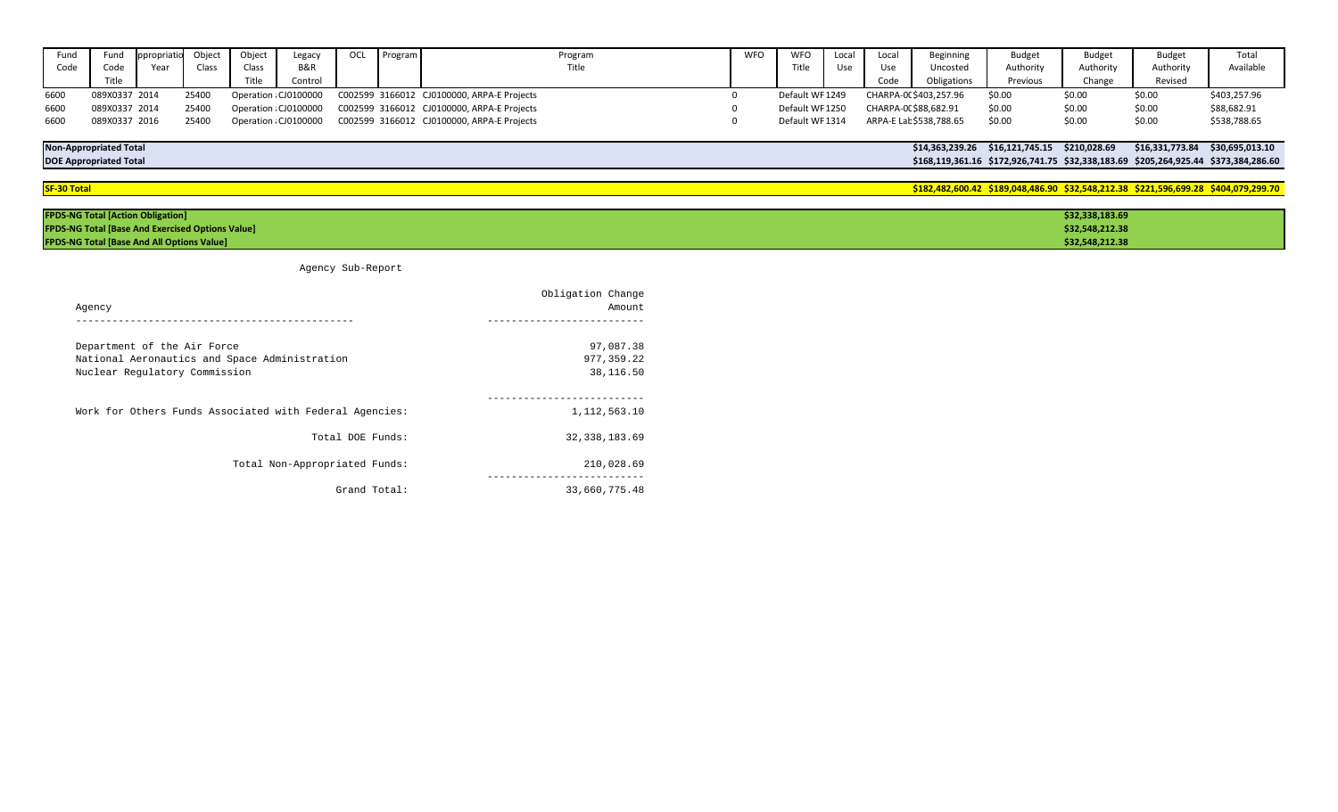| Fund Code | Fund Code Title | Appropriation Year | Object Class | Object Class Title | Legacy B&R Control | OCL | Program | Program Title | WFO | WFO Title | Local Use | Local Use Code | Beginning Uncosted Obligations | Budget Authority Previous | Budget Authority Change | Budget Authority Revised | Total Available |
|---|---|---|---|---|---|---|---|---|---|---|---|---|---|---|---|---|---|
| 6600 | 089X0337 | 2014 | 25400 | Operation : | CJ0100000 | C002599 | 3166012 | CJ0100000, ARPA-E Projects | 0 | Default WF | 1249 | CHARPA-0( | $403,257.96 | $0.00 | $0.00 | $0.00 | $403,257.96 |
| 6600 | 089X0337 | 2014 | 25400 | Operation : | CJ0100000 | C002599 | 3166012 | CJ0100000, ARPA-E Projects | 0 | Default WF | 1250 | CHARPA-0( | $88,682.91 | $0.00 | $0.00 | $0.00 | $88,682.91 |
| 6600 | 089X0337 | 2016 | 25400 | Operation : | CJ0100000 | C002599 | 3166012 | CJ0100000, ARPA-E Projects | 0 | Default WF | 1314 | ARPA-E Lal | $538,788.65 | $0.00 | $0.00 | $0.00 | $538,788.65 |
| **Non-Appropriated Total** | | | | | | | | | | | | | **$14,363,239.26** | **$16,121,745.15** | **$210,028.69** | **$16,331,773.84** | **$30,695,013.10** |
| **DOE Appropriated Total** | | | | | | | | | | | | | **$168,119,361.16** | **$172,926,741.75** | **$32,338,183.69** | **$205,264,925.44** | **$373,384,286.60** |
| **SF-30 Total** | | | | | | | | | | | | | **$182,482,600.42** | **$189,048,486.90** | **$32,548,212.38** | **$221,596,699.28** | **$404,079,299.70** |
| **FPDS-NG Total [Action Obligation]** | | | | | | | | | | | | | | | **$32,338,183.69** | | |
| **FPDS-NG Total [Base And Exercised Options Value]** | | | | | | | | | | | | | | | **$32,548,212.38** | | |
| **FPDS-NG Total [Base And All Options Value]** | | | | | | | | | | | | | | | **$32,548,212.38** | | |

Agency Sub-Report

| Agency | Obligation Change Amount |
|---|---|
| Department of the Air Force | 97,087.38 |
| National Aeronautics and Space Administration | 977,359.22 |
| Nuclear Regulatory Commission | 38,116.50 |
| Work for Others Funds Associated with Federal Agencies: | 1,112,563.10 |
| Total DOE Funds: | 32,338,183.69 |
| Total Non-Appropriated Funds: | 210,028.69 |
| Grand Total: | 33,660,775.48 |